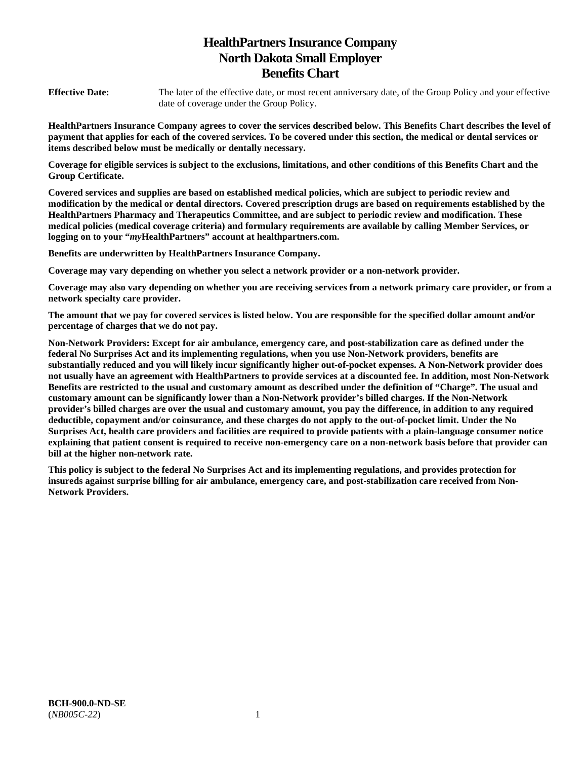# HealthPartners Insurance Company
# North Dakota Small Employer
# Benefits Chart

**Effective Date:** The later of the effective date, or most recent anniversary date, of the Group Policy and your effective date of coverage under the Group Policy.

**HealthPartners Insurance Company agrees to cover the services described below. This Benefits Chart describes the level of payment that applies for each of the covered services. To be covered under this section, the medical or dental services or items described below must be medically or dentally necessary.**

**Coverage for eligible services is subject to the exclusions, limitations, and other conditions of this Benefits Chart and the Group Certificate.**

**Covered services and supplies are based on established medical policies, which are subject to periodic review and modification by the medical or dental directors. Covered prescription drugs are based on requirements established by the HealthPartners Pharmacy and Therapeutics Committee, and are subject to periodic review and modification. These medical policies (medical coverage criteria) and formulary requirements are available by calling Member Services, or logging on to your "*my*HealthPartners" account at healthpartners.com.**

**Benefits are underwritten by HealthPartners Insurance Company.**

**Coverage may vary depending on whether you select a network provider or a non-network provider.**

**Coverage may also vary depending on whether you are receiving services from a network primary care provider, or from a network specialty care provider.**

**The amount that we pay for covered services is listed below. You are responsible for the specified dollar amount and/or percentage of charges that we do not pay.**

**Non-Network Providers: Except for air ambulance, emergency care, and post-stabilization care as defined under the federal No Surprises Act and its implementing regulations, when you use Non-Network providers, benefits are substantially reduced and you will likely incur significantly higher out-of-pocket expenses. A Non-Network provider does not usually have an agreement with HealthPartners to provide services at a discounted fee. In addition, most Non-Network Benefits are restricted to the usual and customary amount as described under the definition of "Charge". The usual and customary amount can be significantly lower than a Non-Network provider's billed charges. If the Non-Network provider's billed charges are over the usual and customary amount, you pay the difference, in addition to any required deductible, copayment and/or coinsurance, and these charges do not apply to the out-of-pocket limit. Under the No Surprises Act, health care providers and facilities are required to provide patients with a plain-language consumer notice explaining that patient consent is required to receive non-emergency care on a non-network basis before that provider can bill at the higher non-network rate.**

**This policy is subject to the federal No Surprises Act and its implementing regulations, and provides protection for insureds against surprise billing for air ambulance, emergency care, and post-stabilization care received from Non-Network Providers.**

**BCH-900.0-ND-SE**
(*NB005C-22*)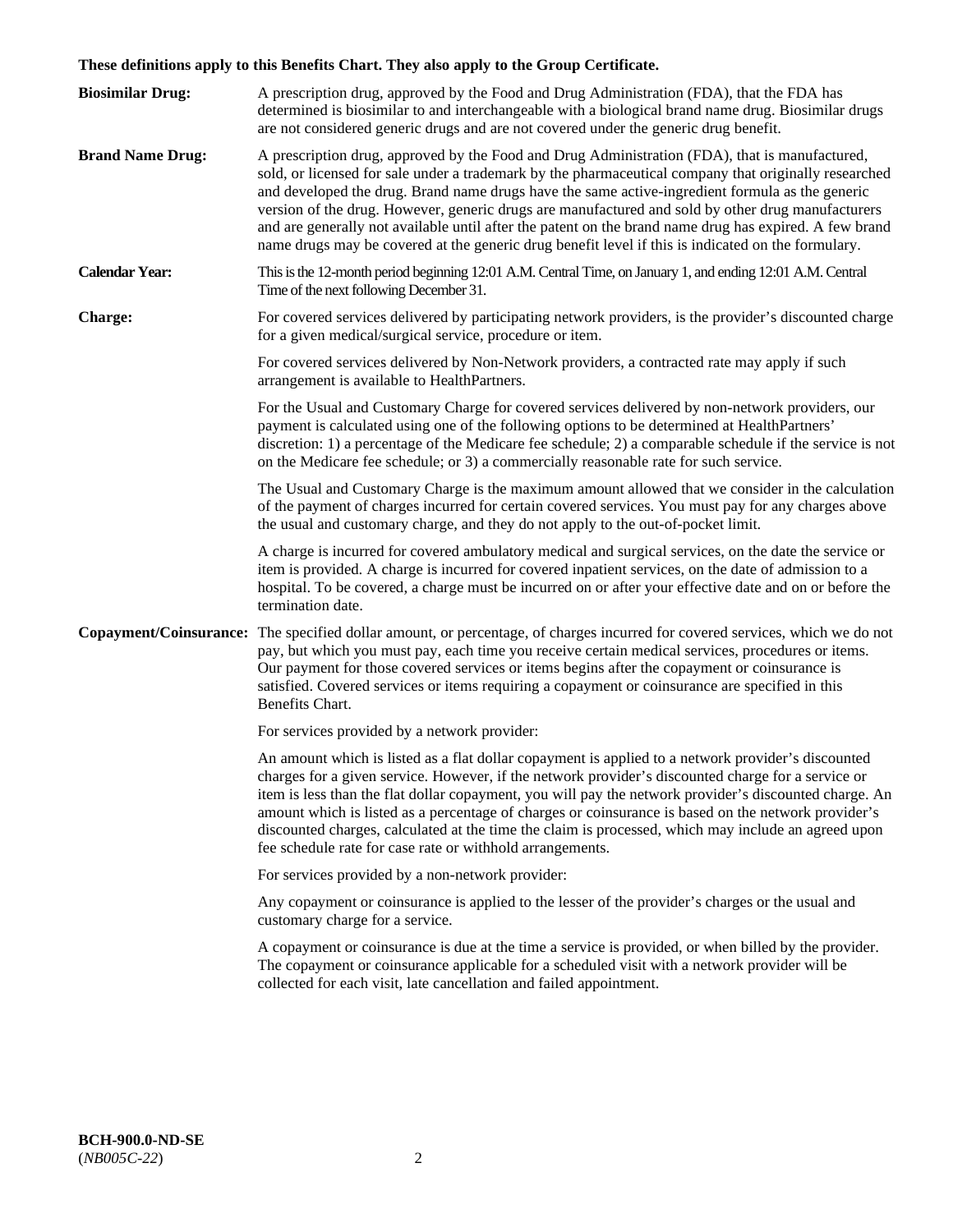**These definitions apply to this Benefits Chart. They also apply to the Group Certificate.**

**Biosimilar Drug:** A prescription drug, approved by the Food and Drug Administration (FDA), that the FDA has determined is biosimilar to and interchangeable with a biological brand name drug. Biosimilar drugs are not considered generic drugs and are not covered under the generic drug benefit.

**Brand Name Drug:** A prescription drug, approved by the Food and Drug Administration (FDA), that is manufactured, sold, or licensed for sale under a trademark by the pharmaceutical company that originally researched and developed the drug. Brand name drugs have the same active-ingredient formula as the generic version of the drug. However, generic drugs are manufactured and sold by other drug manufacturers and are generally not available until after the patent on the brand name drug has expired. A few brand name drugs may be covered at the generic drug benefit level if this is indicated on the formulary.

**Calendar Year:** This is the 12-month period beginning 12:01 A.M. Central Time, on January 1, and ending 12:01 A.M. Central Time of the next following December 31.

**Charge:** For covered services delivered by participating network providers, is the provider's discounted charge for a given medical/surgical service, procedure or item.

For covered services delivered by Non-Network providers, a contracted rate may apply if such arrangement is available to HealthPartners.

For the Usual and Customary Charge for covered services delivered by non-network providers, our payment is calculated using one of the following options to be determined at HealthPartners' discretion: 1) a percentage of the Medicare fee schedule; 2) a comparable schedule if the service is not on the Medicare fee schedule; or 3) a commercially reasonable rate for such service.

The Usual and Customary Charge is the maximum amount allowed that we consider in the calculation of the payment of charges incurred for certain covered services. You must pay for any charges above the usual and customary charge, and they do not apply to the out-of-pocket limit.

A charge is incurred for covered ambulatory medical and surgical services, on the date the service or item is provided. A charge is incurred for covered inpatient services, on the date of admission to a hospital. To be covered, a charge must be incurred on or after your effective date and on or before the termination date.

**Copayment/Coinsurance:** The specified dollar amount, or percentage, of charges incurred for covered services, which we do not pay, but which you must pay, each time you receive certain medical services, procedures or items. Our payment for those covered services or items begins after the copayment or coinsurance is satisfied. Covered services or items requiring a copayment or coinsurance are specified in this Benefits Chart.

For services provided by a network provider:

An amount which is listed as a flat dollar copayment is applied to a network provider's discounted charges for a given service. However, if the network provider's discounted charge for a service or item is less than the flat dollar copayment, you will pay the network provider's discounted charge. An amount which is listed as a percentage of charges or coinsurance is based on the network provider's discounted charges, calculated at the time the claim is processed, which may include an agreed upon fee schedule rate for case rate or withhold arrangements.

For services provided by a non-network provider:

Any copayment or coinsurance is applied to the lesser of the provider's charges or the usual and customary charge for a service.

A copayment or coinsurance is due at the time a service is provided, or when billed by the provider. The copayment or coinsurance applicable for a scheduled visit with a network provider will be collected for each visit, late cancellation and failed appointment.

**BCH-900.0-ND-SE**
(*NB005C-22*)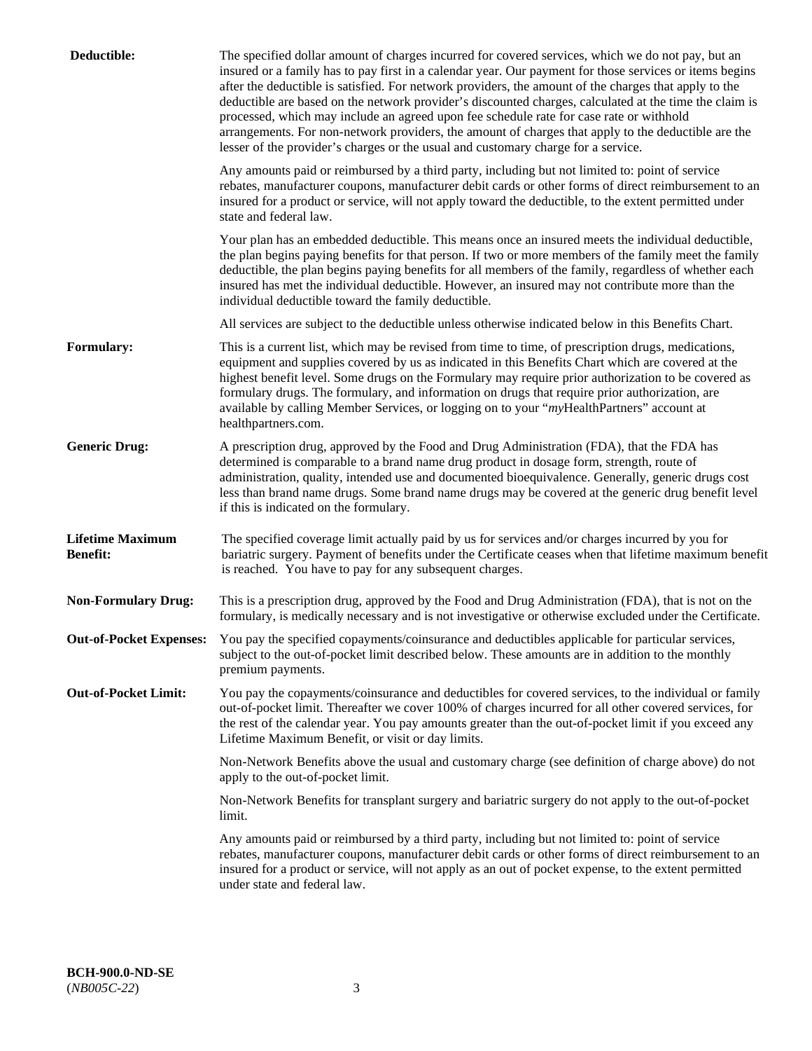**Deductible:** The specified dollar amount of charges incurred for covered services, which we do not pay, but an insured or a family has to pay first in a calendar year. Our payment for those services or items begins after the deductible is satisfied. For network providers, the amount of the charges that apply to the deductible are based on the network provider's discounted charges, calculated at the time the claim is processed, which may include an agreed upon fee schedule rate for case rate or withhold arrangements. For non-network providers, the amount of charges that apply to the deductible are the lesser of the provider's charges or the usual and customary charge for a service.

Any amounts paid or reimbursed by a third party, including but not limited to: point of service rebates, manufacturer coupons, manufacturer debit cards or other forms of direct reimbursement to an insured for a product or service, will not apply toward the deductible, to the extent permitted under state and federal law.

Your plan has an embedded deductible. This means once an insured meets the individual deductible, the plan begins paying benefits for that person. If two or more members of the family meet the family deductible, the plan begins paying benefits for all members of the family, regardless of whether each insured has met the individual deductible. However, an insured may not contribute more than the individual deductible toward the family deductible.

All services are subject to the deductible unless otherwise indicated below in this Benefits Chart.

**Formulary:** This is a current list, which may be revised from time to time, of prescription drugs, medications, equipment and supplies covered by us as indicated in this Benefits Chart which are covered at the highest benefit level. Some drugs on the Formulary may require prior authorization to be covered as formulary drugs. The formulary, and information on drugs that require prior authorization, are available by calling Member Services, or logging on to your "*my*HealthPartners" account at healthpartners.com.

**Generic Drug:** A prescription drug, approved by the Food and Drug Administration (FDA), that the FDA has determined is comparable to a brand name drug product in dosage form, strength, route of administration, quality, intended use and documented bioequivalence. Generally, generic drugs cost less than brand name drugs. Some brand name drugs may be covered at the generic drug benefit level if this is indicated on the formulary.

**Lifetime Maximum Benefit:** The specified coverage limit actually paid by us for services and/or charges incurred by you for bariatric surgery. Payment of benefits under the Certificate ceases when that lifetime maximum benefit is reached. You have to pay for any subsequent charges.

**Non-Formulary Drug:** This is a prescription drug, approved by the Food and Drug Administration (FDA), that is not on the formulary, is medically necessary and is not investigative or otherwise excluded under the Certificate.

**Out-of-Pocket Expenses:** You pay the specified copayments/coinsurance and deductibles applicable for particular services, subject to the out-of-pocket limit described below. These amounts are in addition to the monthly premium payments.

**Out-of-Pocket Limit:** You pay the copayments/coinsurance and deductibles for covered services, to the individual or family out-of-pocket limit. Thereafter we cover 100% of charges incurred for all other covered services, for the rest of the calendar year. You pay amounts greater than the out-of-pocket limit if you exceed any Lifetime Maximum Benefit, or visit or day limits.

Non-Network Benefits above the usual and customary charge (see definition of charge above) do not apply to the out-of-pocket limit.

Non-Network Benefits for transplant surgery and bariatric surgery do not apply to the out-of-pocket limit.

Any amounts paid or reimbursed by a third party, including but not limited to: point of service rebates, manufacturer coupons, manufacturer debit cards or other forms of direct reimbursement to an insured for a product or service, will not apply as an out of pocket expense, to the extent permitted under state and federal law.

**BCH-900.0-ND-SE**
(*NB005C-22*)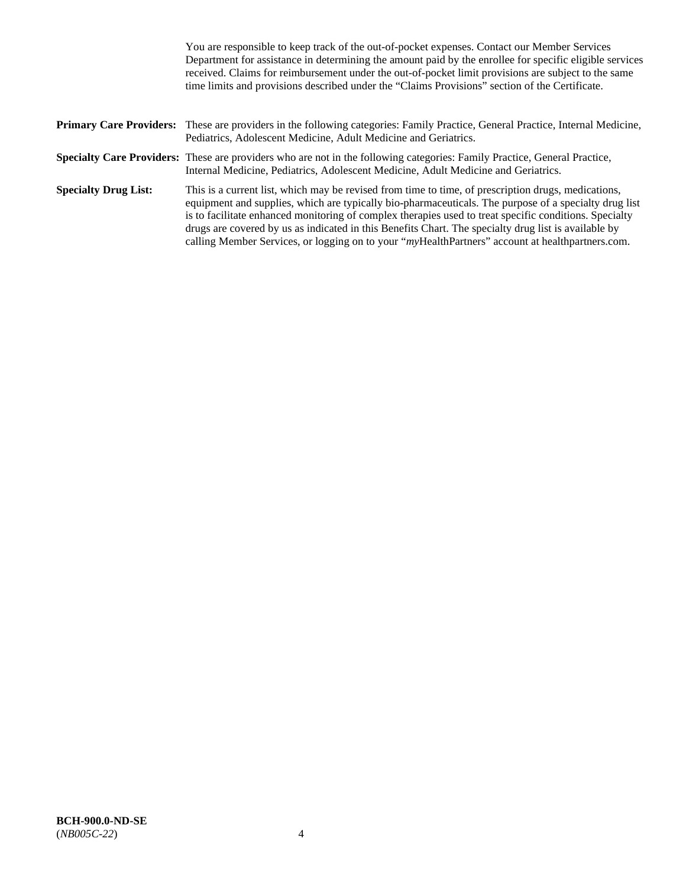You are responsible to keep track of the out-of-pocket expenses. Contact our Member Services Department for assistance in determining the amount paid by the enrollee for specific eligible services received. Claims for reimbursement under the out-of-pocket limit provisions are subject to the same time limits and provisions described under the "Claims Provisions" section of the Certificate.

**Primary Care Providers:** These are providers in the following categories: Family Practice, General Practice, Internal Medicine, Pediatrics, Adolescent Medicine, Adult Medicine and Geriatrics.

**Specialty Care Providers:** These are providers who are not in the following categories: Family Practice, General Practice, Internal Medicine, Pediatrics, Adolescent Medicine, Adult Medicine and Geriatrics.

**Specialty Drug List:** This is a current list, which may be revised from time to time, of prescription drugs, medications, equipment and supplies, which are typically bio-pharmaceuticals. The purpose of a specialty drug list is to facilitate enhanced monitoring of complex therapies used to treat specific conditions. Specialty drugs are covered by us as indicated in this Benefits Chart. The specialty drug list is available by calling Member Services, or logging on to your "*my*HealthPartners" account at healthpartners.com.

**BCH-900.0-ND-SE**
(*NB005C-22*)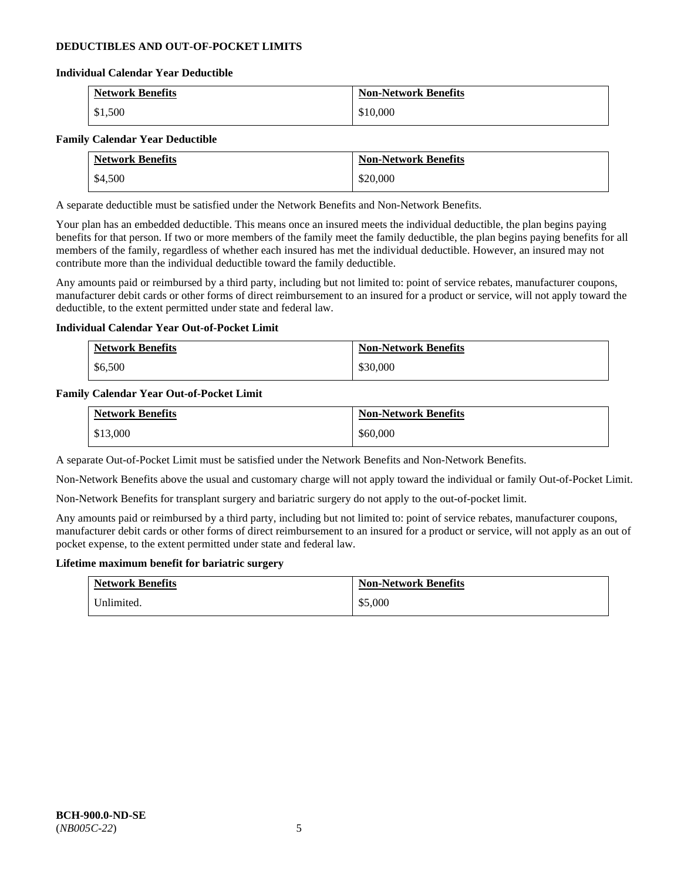**DEDUCTIBLES AND OUT-OF-POCKET LIMITS**

**Individual Calendar Year Deductible**

| Network Benefits | Non-Network Benefits |
|---|---|
| $1,500 | $10,000 |

**Family Calendar Year Deductible**

| Network Benefits | Non-Network Benefits |
|---|---|
| $4,500 | $20,000 |

A separate deductible must be satisfied under the Network Benefits and Non-Network Benefits.

Your plan has an embedded deductible. This means once an insured meets the individual deductible, the plan begins paying benefits for that person. If two or more members of the family meet the family deductible, the plan begins paying benefits for all members of the family, regardless of whether each insured has met the individual deductible. However, an insured may not contribute more than the individual deductible toward the family deductible.

Any amounts paid or reimbursed by a third party, including but not limited to: point of service rebates, manufacturer coupons, manufacturer debit cards or other forms of direct reimbursement to an insured for a product or service, will not apply toward the deductible, to the extent permitted under state and federal law.

**Individual Calendar Year Out-of-Pocket Limit**

| Network Benefits | Non-Network Benefits |
|---|---|
| $6,500 | $30,000 |

**Family Calendar Year Out-of-Pocket Limit**

| Network Benefits | Non-Network Benefits |
|---|---|
| $13,000 | $60,000 |

A separate Out-of-Pocket Limit must be satisfied under the Network Benefits and Non-Network Benefits.

Non-Network Benefits above the usual and customary charge will not apply toward the individual or family Out-of-Pocket Limit.

Non-Network Benefits for transplant surgery and bariatric surgery do not apply to the out-of-pocket limit.

Any amounts paid or reimbursed by a third party, including but not limited to: point of service rebates, manufacturer coupons, manufacturer debit cards or other forms of direct reimbursement to an insured for a product or service, will not apply as an out of pocket expense, to the extent permitted under state and federal law.

**Lifetime maximum benefit for bariatric surgery**

| Network Benefits | Non-Network Benefits |
|---|---|
| Unlimited. | $5,000 |

**BCH-900.0-ND-SE**
(*NB005C-22*)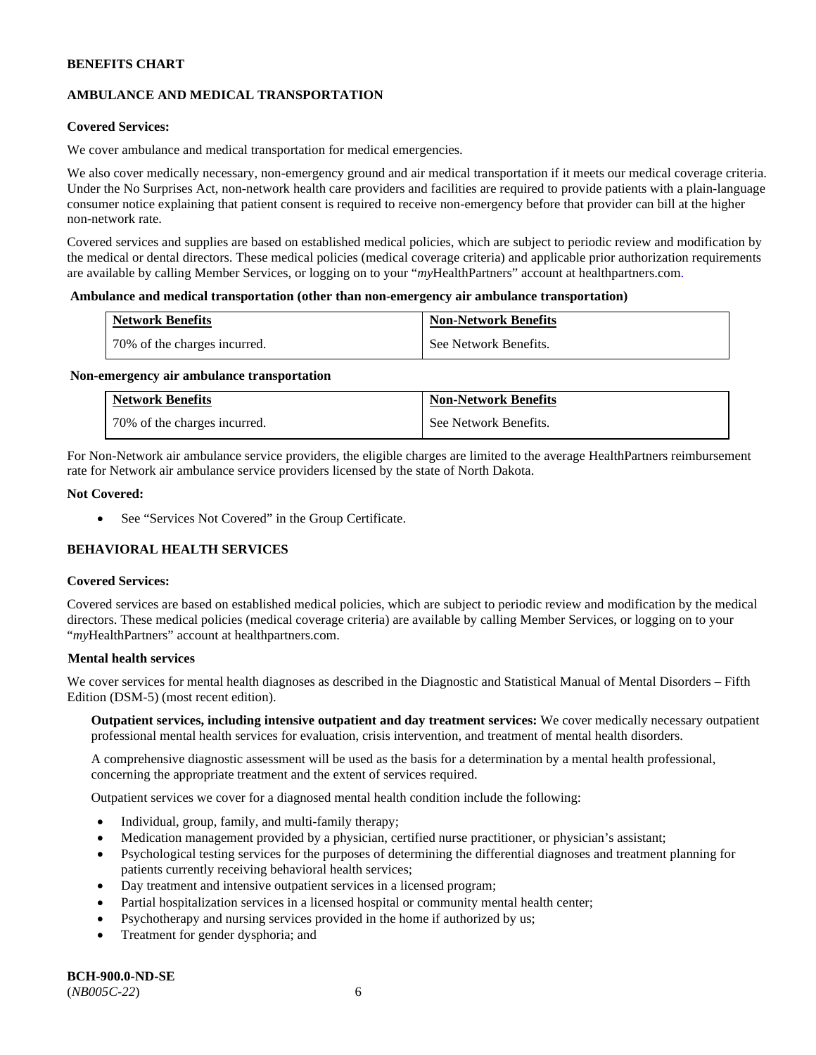**BENEFITS CHART**

**AMBULANCE AND MEDICAL TRANSPORTATION**

**Covered Services:**

We cover ambulance and medical transportation for medical emergencies.

We also cover medically necessary, non-emergency ground and air medical transportation if it meets our medical coverage criteria. Under the No Surprises Act, non-network health care providers and facilities are required to provide patients with a plain-language consumer notice explaining that patient consent is required to receive non-emergency before that provider can bill at the higher non-network rate.

Covered services and supplies are based on established medical policies, which are subject to periodic review and modification by the medical or dental directors. These medical policies (medical coverage criteria) and applicable prior authorization requirements are available by calling Member Services, or logging on to your "*my*HealthPartners" account at healthpartners.com.

**Ambulance and medical transportation (other than non-emergency air ambulance transportation)**

| Network Benefits | Non-Network Benefits |
|---|---|
| 70% of the charges incurred. | See Network Benefits. |

**Non-emergency air ambulance transportation**

| Network Benefits | Non-Network Benefits |
|---|---|
| 70% of the charges incurred. | See Network Benefits. |

For Non-Network air ambulance service providers, the eligible charges are limited to the average HealthPartners reimbursement rate for Network air ambulance service providers licensed by the state of North Dakota.

**Not Covered:**

- See "Services Not Covered" in the Group Certificate.

**BEHAVIORAL HEALTH SERVICES**

**Covered Services:**

Covered services are based on established medical policies, which are subject to periodic review and modification by the medical directors. These medical policies (medical coverage criteria) are available by calling Member Services, or logging on to your "*my*HealthPartners" account at healthpartners.com.

**Mental health services**

We cover services for mental health diagnoses as described in the Diagnostic and Statistical Manual of Mental Disorders – Fifth Edition (DSM-5) (most recent edition).

**Outpatient services, including intensive outpatient and day treatment services:** We cover medically necessary outpatient professional mental health services for evaluation, crisis intervention, and treatment of mental health disorders.

A comprehensive diagnostic assessment will be used as the basis for a determination by a mental health professional, concerning the appropriate treatment and the extent of services required.

Outpatient services we cover for a diagnosed mental health condition include the following:

- Individual, group, family, and multi-family therapy;
- Medication management provided by a physician, certified nurse practitioner, or physician's assistant;
- Psychological testing services for the purposes of determining the differential diagnoses and treatment planning for patients currently receiving behavioral health services;
- Day treatment and intensive outpatient services in a licensed program;
- Partial hospitalization services in a licensed hospital or community mental health center;
- Psychotherapy and nursing services provided in the home if authorized by us;
- Treatment for gender dysphoria; and

**BCH-900.0-ND-SE**
(*NB005C-22*)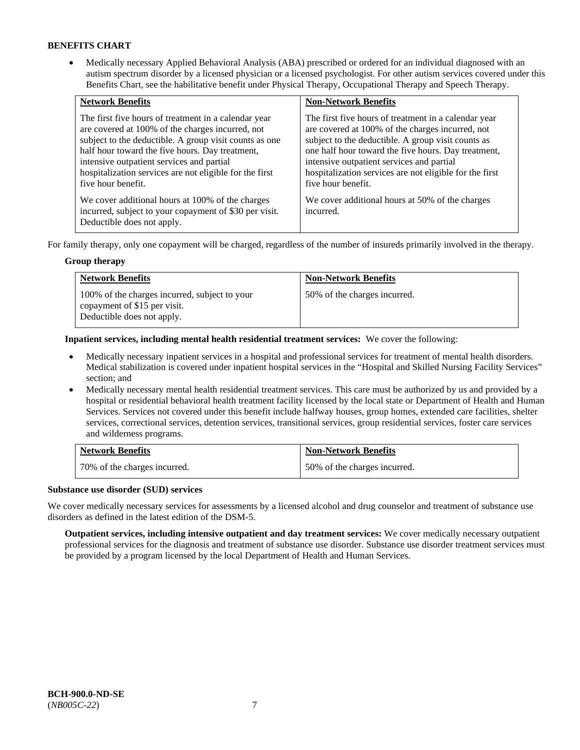**BENEFITS CHART**

- Medically necessary Applied Behavioral Analysis (ABA) prescribed or ordered for an individual diagnosed with an autism spectrum disorder by a licensed physician or a licensed psychologist. For other autism services covered under this Benefits Chart, see the habilitative benefit under Physical Therapy, Occupational Therapy and Speech Therapy.

| Network Benefits | Non-Network Benefits |
|---|---|
| The first five hours of treatment in a calendar year are covered at 100% of the charges incurred, not subject to the deductible. A group visit counts as one half hour toward the five hours. Day treatment, intensive outpatient services and partial hospitalization services are not eligible for the first five hour benefit.<br><br>We cover additional hours at 100% of the charges incurred, subject to your copayment of $30 per visit. Deductible does not apply. | The first five hours of treatment in a calendar year are covered at 100% of the charges incurred, not subject to the deductible. A group visit counts as one half hour toward the five hours. Day treatment, intensive outpatient services and partial hospitalization services are not eligible for the first five hour benefit.<br><br>We cover additional hours at 50% of the charges incurred. |

For family therapy, only one copayment will be charged, regardless of the number of insureds primarily involved in the therapy.

**Group therapy**

| Network Benefits | Non-Network Benefits |
|---|---|
| 100% of the charges incurred, subject to your copayment of $15 per visit. Deductible does not apply. | 50% of the charges incurred. |

**Inpatient services, including mental health residential treatment services:** We cover the following:

- Medically necessary inpatient services in a hospital and professional services for treatment of mental health disorders. Medical stabilization is covered under inpatient hospital services in the "Hospital and Skilled Nursing Facility Services" section; and
- Medically necessary mental health residential treatment services. This care must be authorized by us and provided by a hospital or residential behavioral health treatment facility licensed by the local state or Department of Health and Human Services. Services not covered under this benefit include halfway houses, group homes, extended care facilities, shelter services, correctional services, detention services, transitional services, group residential services, foster care services and wilderness programs.

| Network Benefits | Non-Network Benefits |
|---|---|
| 70% of the charges incurred. | 50% of the charges incurred. |

**Substance use disorder (SUD) services**

We cover medically necessary services for assessments by a licensed alcohol and drug counselor and treatment of substance use disorders as defined in the latest edition of the DSM-5.

**Outpatient services, including intensive outpatient and day treatment services:** We cover medically necessary outpatient professional services for the diagnosis and treatment of substance use disorder. Substance use disorder treatment services must be provided by a program licensed by the local Department of Health and Human Services.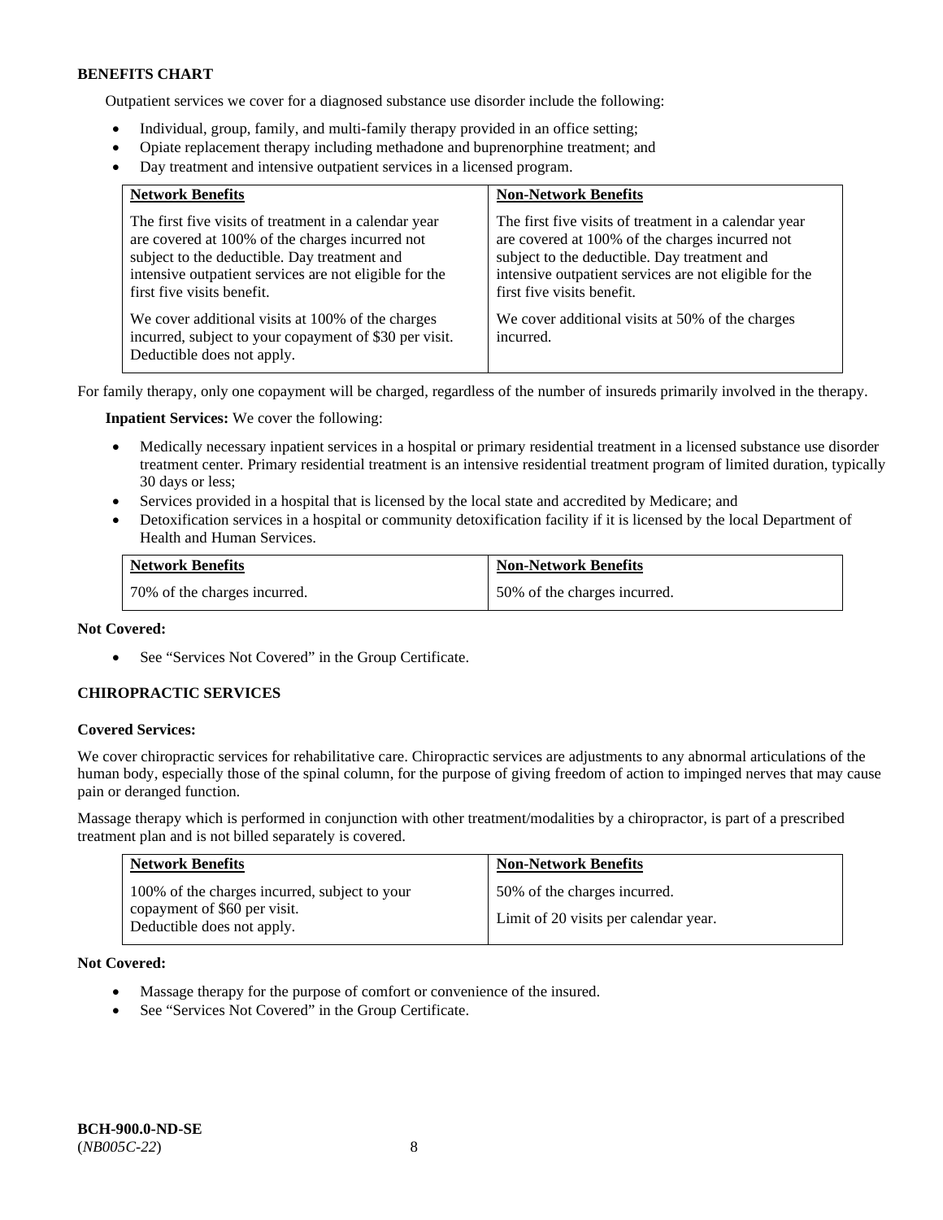**BENEFITS CHART**

Outpatient services we cover for a diagnosed substance use disorder include the following:

- Individual, group, family, and multi-family therapy provided in an office setting;
- Opiate replacement therapy including methadone and buprenorphine treatment; and
- Day treatment and intensive outpatient services in a licensed program.

| Network Benefits | Non-Network Benefits |
|---|---|
| The first five visits of treatment in a calendar year are covered at 100% of the charges incurred not subject to the deductible. Day treatment and intensive outpatient services are not eligible for the first five visits benefit.<br><br>We cover additional visits at 100% of the charges incurred, subject to your copayment of $30 per visit. Deductible does not apply. | The first five visits of treatment in a calendar year are covered at 100% of the charges incurred not subject to the deductible. Day treatment and intensive outpatient services are not eligible for the first five visits benefit.<br><br>We cover additional visits at 50% of the charges incurred. |

For family therapy, only one copayment will be charged, regardless of the number of insureds primarily involved in the therapy.

**Inpatient Services:** We cover the following:

- Medically necessary inpatient services in a hospital or primary residential treatment in a licensed substance use disorder treatment center. Primary residential treatment is an intensive residential treatment program of limited duration, typically 30 days or less;
- Services provided in a hospital that is licensed by the local state and accredited by Medicare; and
- Detoxification services in a hospital or community detoxification facility if it is licensed by the local Department of Health and Human Services.

| Network Benefits | Non-Network Benefits |
|---|---|
| 70% of the charges incurred. | 50% of the charges incurred. |

**Not Covered:**

- See "Services Not Covered" in the Group Certificate.

**CHIROPRACTIC SERVICES**

**Covered Services:**

We cover chiropractic services for rehabilitative care. Chiropractic services are adjustments to any abnormal articulations of the human body, especially those of the spinal column, for the purpose of giving freedom of action to impinged nerves that may cause pain or deranged function.

Massage therapy which is performed in conjunction with other treatment/modalities by a chiropractor, is part of a prescribed treatment plan and is not billed separately is covered.

| Network Benefits | Non-Network Benefits |
|---|---|
| 100% of the charges incurred, subject to your copayment of $60 per visit. Deductible does not apply. | 50% of the charges incurred.<br><br>Limit of 20 visits per calendar year. |

**Not Covered:**

- Massage therapy for the purpose of comfort or convenience of the insured.
- See "Services Not Covered" in the Group Certificate.

**BCH-900.0-ND-SE**
(*NB005C-22*)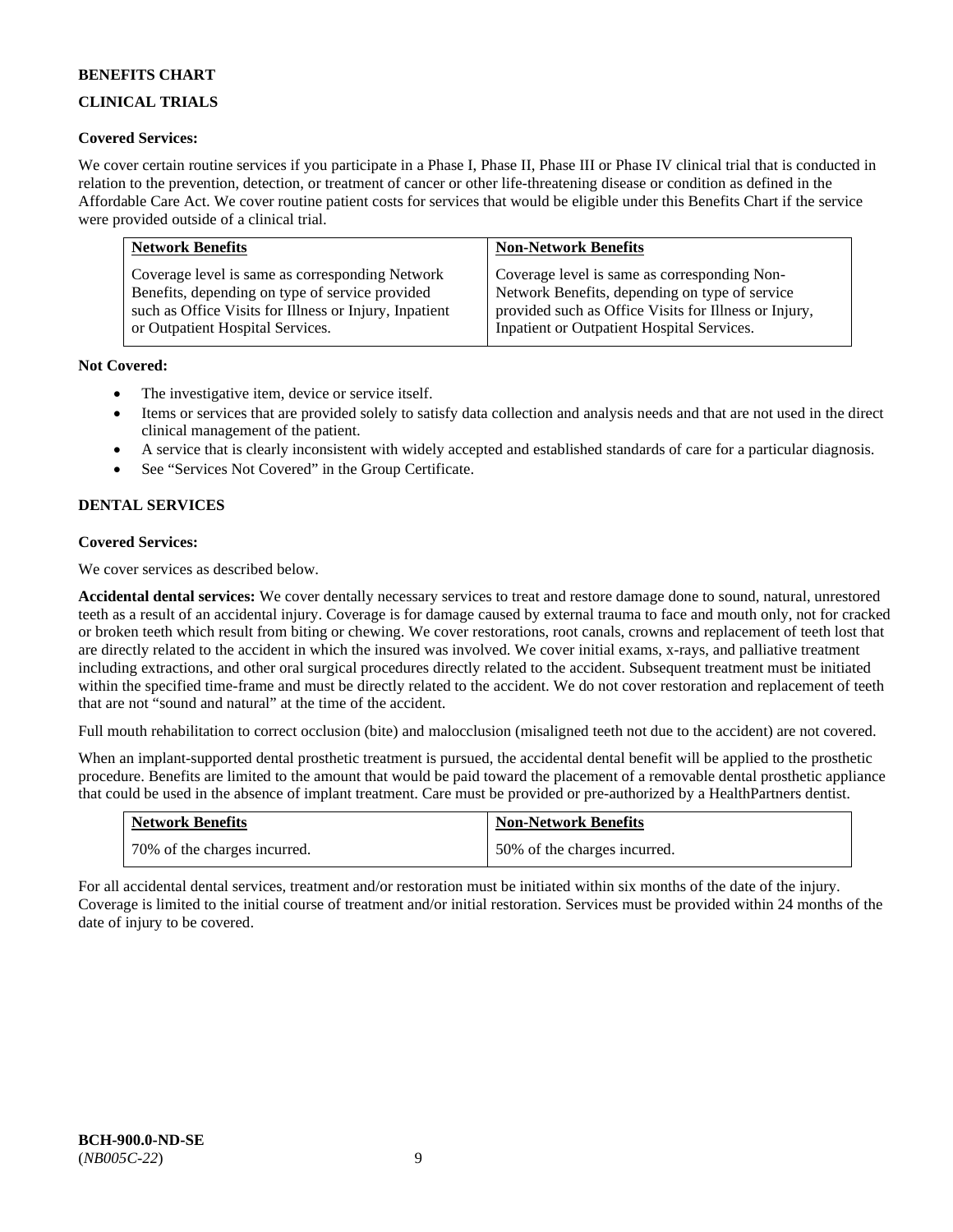**BENEFITS CHART**

**CLINICAL TRIALS**

**Covered Services:**

We cover certain routine services if you participate in a Phase I, Phase II, Phase III or Phase IV clinical trial that is conducted in relation to the prevention, detection, or treatment of cancer or other life-threatening disease or condition as defined in the Affordable Care Act. We cover routine patient costs for services that would be eligible under this Benefits Chart if the service were provided outside of a clinical trial.

| Network Benefits | Non-Network Benefits |
|---|---|
| Coverage level is same as corresponding Network Benefits, depending on type of service provided such as Office Visits for Illness or Injury, Inpatient or Outpatient Hospital Services. | Coverage level is same as corresponding Non-Network Benefits, depending on type of service provided such as Office Visits for Illness or Injury, Inpatient or Outpatient Hospital Services. |

**Not Covered:**

- The investigative item, device or service itself.
- Items or services that are provided solely to satisfy data collection and analysis needs and that are not used in the direct clinical management of the patient.
- A service that is clearly inconsistent with widely accepted and established standards of care for a particular diagnosis.
- See "Services Not Covered" in the Group Certificate.

**DENTAL SERVICES**

**Covered Services:**

We cover services as described below.

**Accidental dental services:** We cover dentally necessary services to treat and restore damage done to sound, natural, unrestored teeth as a result of an accidental injury. Coverage is for damage caused by external trauma to face and mouth only, not for cracked or broken teeth which result from biting or chewing. We cover restorations, root canals, crowns and replacement of teeth lost that are directly related to the accident in which the insured was involved. We cover initial exams, x-rays, and palliative treatment including extractions, and other oral surgical procedures directly related to the accident. Subsequent treatment must be initiated within the specified time-frame and must be directly related to the accident. We do not cover restoration and replacement of teeth that are not "sound and natural" at the time of the accident.

Full mouth rehabilitation to correct occlusion (bite) and malocclusion (misaligned teeth not due to the accident) are not covered.

When an implant-supported dental prosthetic treatment is pursued, the accidental dental benefit will be applied to the prosthetic procedure. Benefits are limited to the amount that would be paid toward the placement of a removable dental prosthetic appliance that could be used in the absence of implant treatment. Care must be provided or pre-authorized by a HealthPartners dentist.

| Network Benefits | Non-Network Benefits |
|---|---|
| 70% of the charges incurred. | 50% of the charges incurred. |

For all accidental dental services, treatment and/or restoration must be initiated within six months of the date of the injury. Coverage is limited to the initial course of treatment and/or initial restoration. Services must be provided within 24 months of the date of injury to be covered.

**BCH-900.0-ND-SE**
(*NB005C-22*)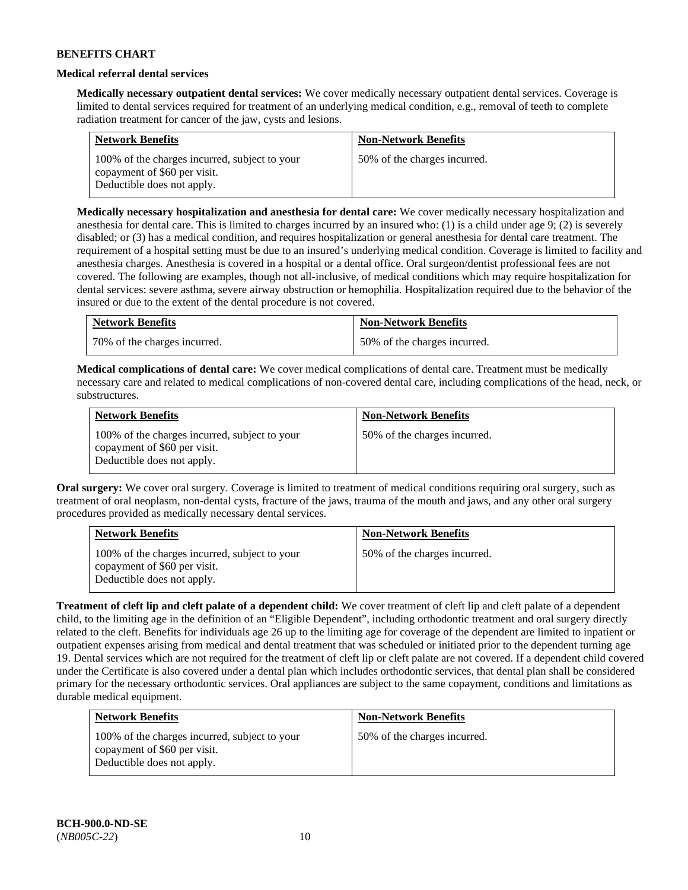**BENEFITS CHART**

**Medical referral dental services**

**Medically necessary outpatient dental services:** We cover medically necessary outpatient dental services. Coverage is limited to dental services required for treatment of an underlying medical condition, e.g., removal of teeth to complete radiation treatment for cancer of the jaw, cysts and lesions.

| Network Benefits | Non-Network Benefits |
|---|---|
| 100% of the charges incurred, subject to your copayment of $60 per visit. Deductible does not apply. | 50% of the charges incurred. |

**Medically necessary hospitalization and anesthesia for dental care:** We cover medically necessary hospitalization and anesthesia for dental care. This is limited to charges incurred by an insured who: (1) is a child under age 9; (2) is severely disabled; or (3) has a medical condition, and requires hospitalization or general anesthesia for dental care treatment. The requirement of a hospital setting must be due to an insured's underlying medical condition. Coverage is limited to facility and anesthesia charges. Anesthesia is covered in a hospital or a dental office. Oral surgeon/dentist professional fees are not covered. The following are examples, though not all-inclusive, of medical conditions which may require hospitalization for dental services: severe asthma, severe airway obstruction or hemophilia. Hospitalization required due to the behavior of the insured or due to the extent of the dental procedure is not covered.

| Network Benefits | Non-Network Benefits |
|---|---|
| 70% of the charges incurred. | 50% of the charges incurred. |

**Medical complications of dental care:** We cover medical complications of dental care. Treatment must be medically necessary care and related to medical complications of non-covered dental care, including complications of the head, neck, or substructures.

| Network Benefits | Non-Network Benefits |
|---|---|
| 100% of the charges incurred, subject to your copayment of $60 per visit. Deductible does not apply. | 50% of the charges incurred. |

**Oral surgery:** We cover oral surgery. Coverage is limited to treatment of medical conditions requiring oral surgery, such as treatment of oral neoplasm, non-dental cysts, fracture of the jaws, trauma of the mouth and jaws, and any other oral surgery procedures provided as medically necessary dental services.

| Network Benefits | Non-Network Benefits |
|---|---|
| 100% of the charges incurred, subject to your copayment of $60 per visit. Deductible does not apply. | 50% of the charges incurred. |

**Treatment of cleft lip and cleft palate of a dependent child:** We cover treatment of cleft lip and cleft palate of a dependent child, to the limiting age in the definition of an "Eligible Dependent", including orthodontic treatment and oral surgery directly related to the cleft. Benefits for individuals age 26 up to the limiting age for coverage of the dependent are limited to inpatient or outpatient expenses arising from medical and dental treatment that was scheduled or initiated prior to the dependent turning age 19. Dental services which are not required for the treatment of cleft lip or cleft palate are not covered. If a dependent child covered under the Certificate is also covered under a dental plan which includes orthodontic services, that dental plan shall be considered primary for the necessary orthodontic services. Oral appliances are subject to the same copayment, conditions and limitations as durable medical equipment.

| Network Benefits | Non-Network Benefits |
|---|---|
| 100% of the charges incurred, subject to your copayment of $60 per visit. Deductible does not apply. | 50% of the charges incurred. |

**BCH-900.0-ND-SE**
(*NB005C-22*)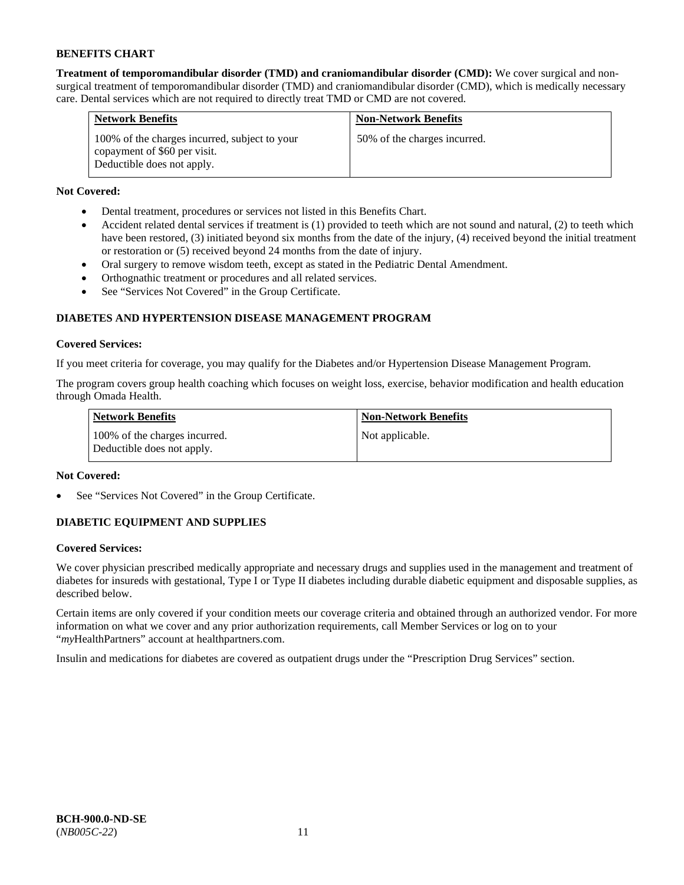**BENEFITS CHART**

**Treatment of temporomandibular disorder (TMD) and craniomandibular disorder (CMD):** We cover surgical and non-surgical treatment of temporomandibular disorder (TMD) and craniomandibular disorder (CMD), which is medically necessary care. Dental services which are not required to directly treat TMD or CMD are not covered.

| Network Benefits | Non-Network Benefits |
| --- | --- |
| 100% of the charges incurred, subject to your copayment of $60 per visit. Deductible does not apply. | 50% of the charges incurred. |

**Not Covered:**

- Dental treatment, procedures or services not listed in this Benefits Chart.
- Accident related dental services if treatment is (1) provided to teeth which are not sound and natural, (2) to teeth which have been restored, (3) initiated beyond six months from the date of the injury, (4) received beyond the initial treatment or restoration or (5) received beyond 24 months from the date of injury.
- Oral surgery to remove wisdom teeth, except as stated in the Pediatric Dental Amendment.
- Orthognathic treatment or procedures and all related services.
- See "Services Not Covered" in the Group Certificate.

## DIABETES AND HYPERTENSION DISEASE MANAGEMENT PROGRAM

**Covered Services:**

If you meet criteria for coverage, you may qualify for the Diabetes and/or Hypertension Disease Management Program.

The program covers group health coaching which focuses on weight loss, exercise, behavior modification and health education through Omada Health.

| Network Benefits | Non-Network Benefits |
| --- | --- |
| 100% of the charges incurred. Deductible does not apply. | Not applicable. |

**Not Covered:**

- See "Services Not Covered" in the Group Certificate.

## DIABETIC EQUIPMENT AND SUPPLIES

**Covered Services:**

We cover physician prescribed medically appropriate and necessary drugs and supplies used in the management and treatment of diabetes for insureds with gestational, Type I or Type II diabetes including durable diabetic equipment and disposable supplies, as described below.

Certain items are only covered if your condition meets our coverage criteria and obtained through an authorized vendor. For more information on what we cover and any prior authorization requirements, call Member Services or log on to your "*my*HealthPartners" account at healthpartners.com.

Insulin and medications for diabetes are covered as outpatient drugs under the "Prescription Drug Services" section.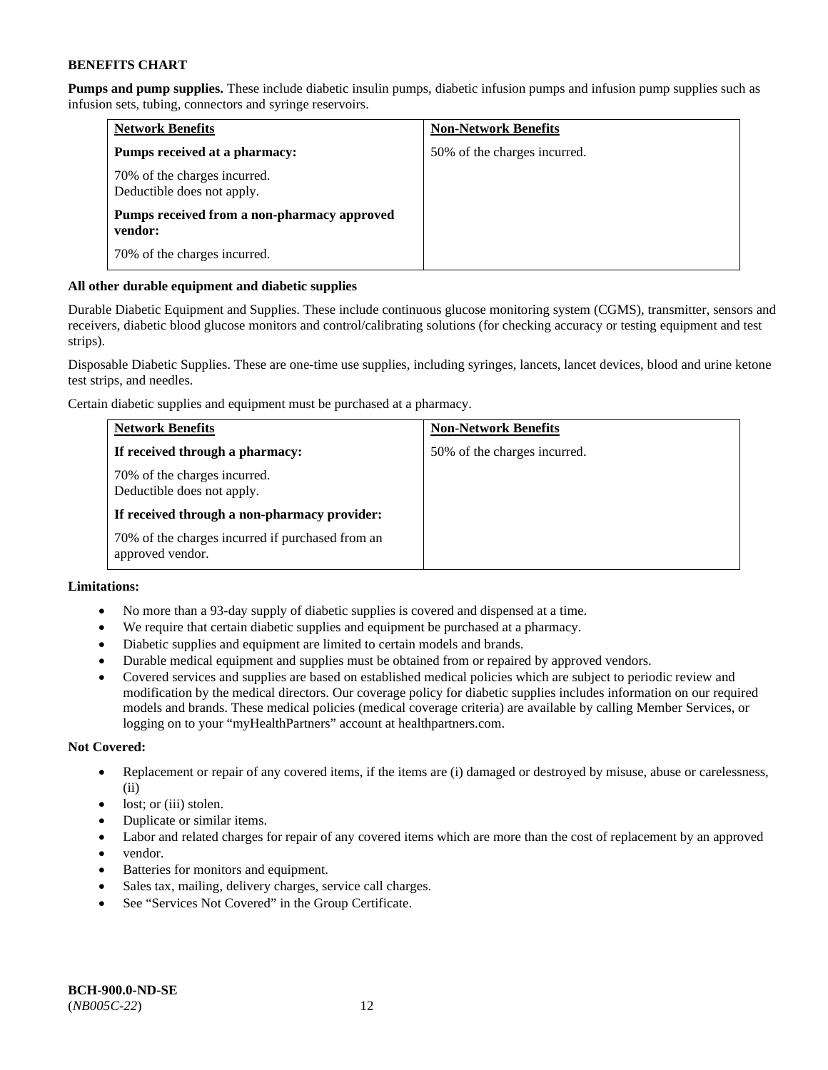**BENEFITS CHART**

**Pumps and pump supplies.** These include diabetic insulin pumps, diabetic infusion pumps and infusion pump supplies such as infusion sets, tubing, connectors and syringe reservoirs.

| Network Benefits | Non-Network Benefits |
|---|---|
| **Pumps received at a pharmacy:**<br><br>70% of the charges incurred.<br>Deductible does not apply.<br><br>**Pumps received from a non-pharmacy approved vendor:**<br><br>70% of the charges incurred. | 50% of the charges incurred. |

**All other durable equipment and diabetic supplies**

Durable Diabetic Equipment and Supplies. These include continuous glucose monitoring system (CGMS), transmitter, sensors and receivers, diabetic blood glucose monitors and control/calibrating solutions (for checking accuracy or testing equipment and test strips).

Disposable Diabetic Supplies. These are one-time use supplies, including syringes, lancets, lancet devices, blood and urine ketone test strips, and needles.

Certain diabetic supplies and equipment must be purchased at a pharmacy.

| Network Benefits | Non-Network Benefits |
|---|---|
| **If received through a pharmacy:**<br><br>70% of the charges incurred.<br>Deductible does not apply.<br><br>**If received through a non-pharmacy provider:**<br><br>70% of the charges incurred if purchased from an approved vendor. | 50% of the charges incurred. |

**Limitations:**

- No more than a 93-day supply of diabetic supplies is covered and dispensed at a time.
- We require that certain diabetic supplies and equipment be purchased at a pharmacy.
- Diabetic supplies and equipment are limited to certain models and brands.
- Durable medical equipment and supplies must be obtained from or repaired by approved vendors.
- Covered services and supplies are based on established medical policies which are subject to periodic review and modification by the medical directors. Our coverage policy for diabetic supplies includes information on our required models and brands. These medical policies (medical coverage criteria) are available by calling Member Services, or logging on to your "myHealthPartners" account at healthpartners.com.

**Not Covered:**

- Replacement or repair of any covered items, if the items are (i) damaged or destroyed by misuse, abuse or carelessness, (ii)
- lost; or (iii) stolen.
- Duplicate or similar items.
- Labor and related charges for repair of any covered items which are more than the cost of replacement by an approved
- vendor.
- Batteries for monitors and equipment.
- Sales tax, mailing, delivery charges, service call charges.
- See "Services Not Covered" in the Group Certificate.

**BCH-900.0-ND-SE**
(*NB005C-22*)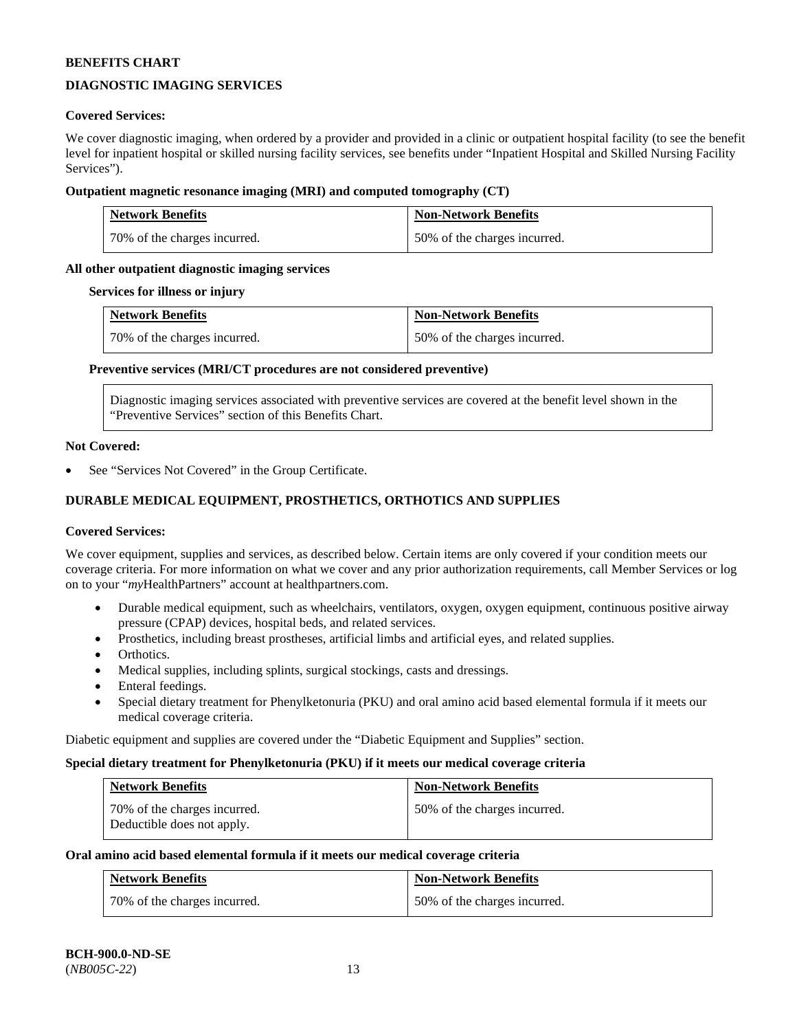**BENEFITS CHART**

## DIAGNOSTIC IMAGING SERVICES

**Covered Services:**

We cover diagnostic imaging, when ordered by a provider and provided in a clinic or outpatient hospital facility (to see the benefit level for inpatient hospital or skilled nursing facility services, see benefits under "Inpatient Hospital and Skilled Nursing Facility Services").

**Outpatient magnetic resonance imaging (MRI) and computed tomography (CT)**

| Network Benefits | Non-Network Benefits |
| --- | --- |
| 70% of the charges incurred. | 50% of the charges incurred. |

**All other outpatient diagnostic imaging services**

**Services for illness or injury**

| Network Benefits | Non-Network Benefits |
| --- | --- |
| 70% of the charges incurred. | 50% of the charges incurred. |

**Preventive services (MRI/CT procedures are not considered preventive)**

Diagnostic imaging services associated with preventive services are covered at the benefit level shown in the "Preventive Services" section of this Benefits Chart.

**Not Covered:**

- See "Services Not Covered" in the Group Certificate.

## DURABLE MEDICAL EQUIPMENT, PROSTHETICS, ORTHOTICS AND SUPPLIES

**Covered Services:**

We cover equipment, supplies and services, as described below. Certain items are only covered if your condition meets our coverage criteria. For more information on what we cover and any prior authorization requirements, call Member Services or log on to your "*my*HealthPartners" account at healthpartners.com.

- Durable medical equipment, such as wheelchairs, ventilators, oxygen, oxygen equipment, continuous positive airway pressure (CPAP) devices, hospital beds, and related services.
- Prosthetics, including breast prostheses, artificial limbs and artificial eyes, and related supplies.
- Orthotics.
- Medical supplies, including splints, surgical stockings, casts and dressings.
- Enteral feedings.
- Special dietary treatment for Phenylketonuria (PKU) and oral amino acid based elemental formula if it meets our medical coverage criteria.

Diabetic equipment and supplies are covered under the "Diabetic Equipment and Supplies" section.

**Special dietary treatment for Phenylketonuria (PKU) if it meets our medical coverage criteria**

| Network Benefits | Non-Network Benefits |
| --- | --- |
| 70% of the charges incurred. Deductible does not apply. | 50% of the charges incurred. |

**Oral amino acid based elemental formula if it meets our medical coverage criteria**

| Network Benefits | Non-Network Benefits |
| --- | --- |
| 70% of the charges incurred. | 50% of the charges incurred. |

**BCH-900.0-ND-SE**
(*NB005C-22*)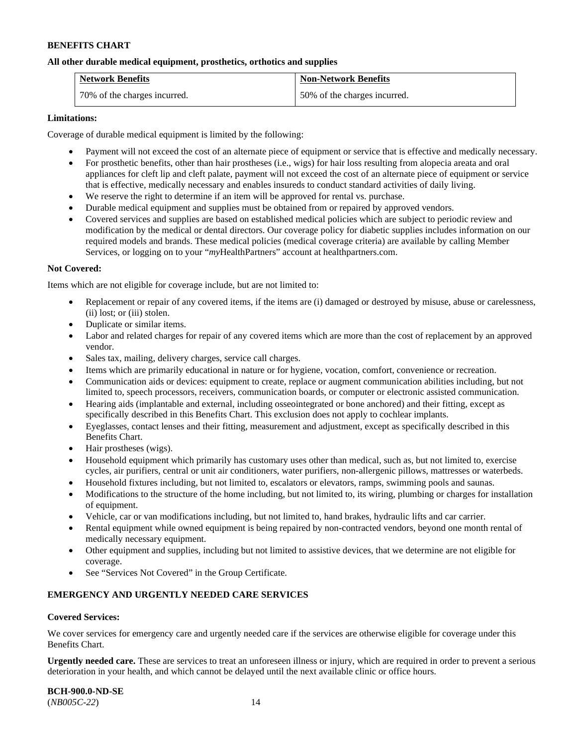**BENEFITS CHART**

**All other durable medical equipment, prosthetics, orthotics and supplies**

| Network Benefits | Non-Network Benefits |
|---|---|
| 70% of the charges incurred. | 50% of the charges incurred. |

**Limitations:**

Coverage of durable medical equipment is limited by the following:

- Payment will not exceed the cost of an alternate piece of equipment or service that is effective and medically necessary.
- For prosthetic benefits, other than hair prostheses (i.e., wigs) for hair loss resulting from alopecia areata and oral appliances for cleft lip and cleft palate, payment will not exceed the cost of an alternate piece of equipment or service that is effective, medically necessary and enables insureds to conduct standard activities of daily living.
- We reserve the right to determine if an item will be approved for rental vs. purchase.
- Durable medical equipment and supplies must be obtained from or repaired by approved vendors.
- Covered services and supplies are based on established medical policies which are subject to periodic review and modification by the medical or dental directors. Our coverage policy for diabetic supplies includes information on our required models and brands. These medical policies (medical coverage criteria) are available by calling Member Services, or logging on to your "*my*HealthPartners" account at healthpartners.com.

**Not Covered:**

Items which are not eligible for coverage include, but are not limited to:

- Replacement or repair of any covered items, if the items are (i) damaged or destroyed by misuse, abuse or carelessness, (ii) lost; or (iii) stolen.
- Duplicate or similar items.
- Labor and related charges for repair of any covered items which are more than the cost of replacement by an approved vendor.
- Sales tax, mailing, delivery charges, service call charges.
- Items which are primarily educational in nature or for hygiene, vocation, comfort, convenience or recreation.
- Communication aids or devices: equipment to create, replace or augment communication abilities including, but not limited to, speech processors, receivers, communication boards, or computer or electronic assisted communication.
- Hearing aids (implantable and external, including osseointegrated or bone anchored) and their fitting, except as specifically described in this Benefits Chart. This exclusion does not apply to cochlear implants.
- Eyeglasses, contact lenses and their fitting, measurement and adjustment, except as specifically described in this Benefits Chart.
- Hair prostheses (wigs).
- Household equipment which primarily has customary uses other than medical, such as, but not limited to, exercise cycles, air purifiers, central or unit air conditioners, water purifiers, non-allergenic pillows, mattresses or waterbeds.
- Household fixtures including, but not limited to, escalators or elevators, ramps, swimming pools and saunas.
- Modifications to the structure of the home including, but not limited to, its wiring, plumbing or charges for installation of equipment.
- Vehicle, car or van modifications including, but not limited to, hand brakes, hydraulic lifts and car carrier.
- Rental equipment while owned equipment is being repaired by non-contracted vendors, beyond one month rental of medically necessary equipment.
- Other equipment and supplies, including but not limited to assistive devices, that we determine are not eligible for coverage.
- See "Services Not Covered" in the Group Certificate.

**EMERGENCY AND URGENTLY NEEDED CARE SERVICES**

**Covered Services:**

We cover services for emergency care and urgently needed care if the services are otherwise eligible for coverage under this Benefits Chart.

**Urgently needed care.** These are services to treat an unforeseen illness or injury, which are required in order to prevent a serious deterioration in your health, and which cannot be delayed until the next available clinic or office hours.

**BCH-900.0-ND-SE**
(*NB005C-22*)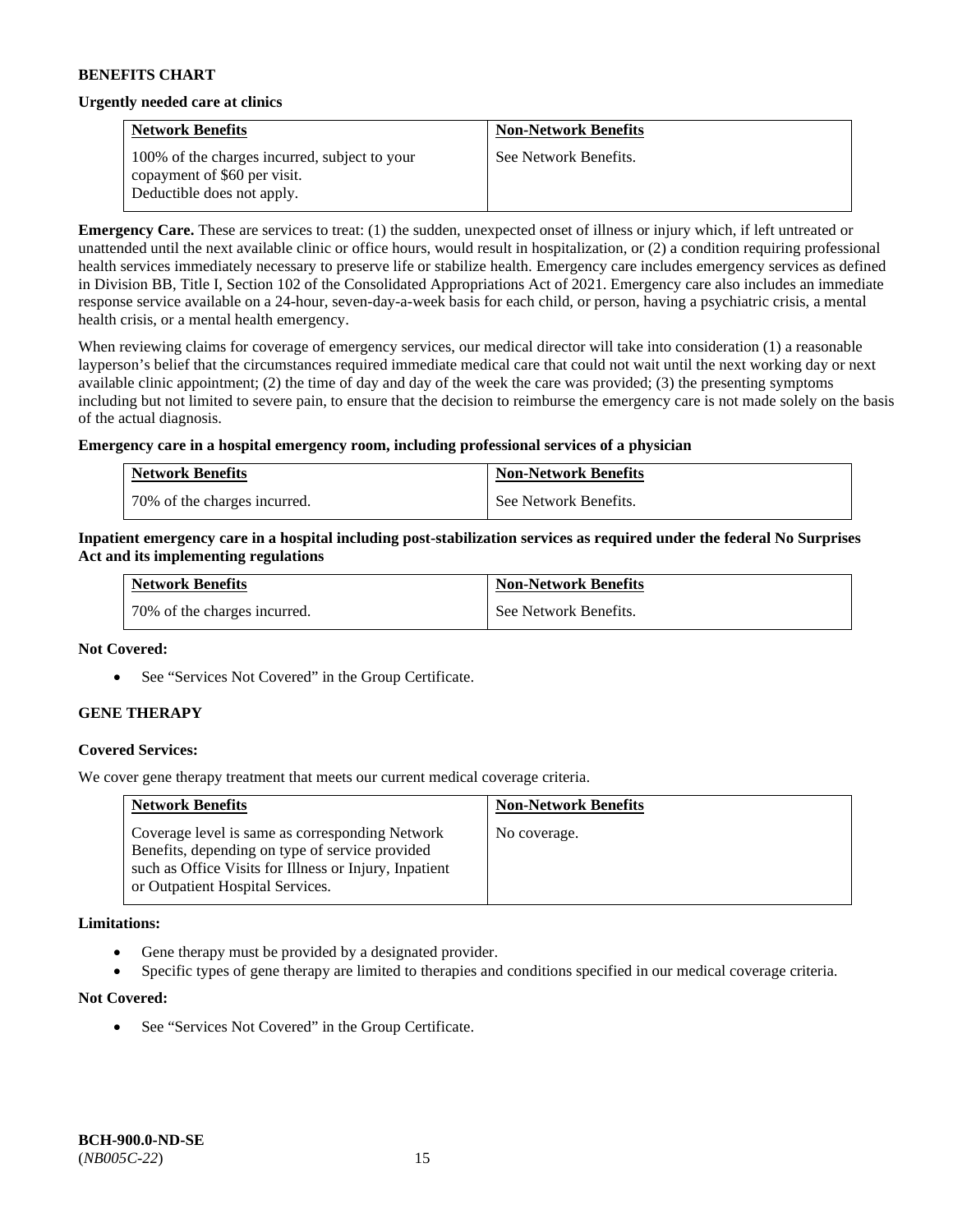**BENEFITS CHART**

**Urgently needed care at clinics**

| Network Benefits | Non-Network Benefits |
|---|---|
| 100% of the charges incurred, subject to your copayment of $60 per visit. Deductible does not apply. | See Network Benefits. |

**Emergency Care.** These are services to treat: (1) the sudden, unexpected onset of illness or injury which, if left untreated or unattended until the next available clinic or office hours, would result in hospitalization, or (2) a condition requiring professional health services immediately necessary to preserve life or stabilize health. Emergency care includes emergency services as defined in Division BB, Title I, Section 102 of the Consolidated Appropriations Act of 2021. Emergency care also includes an immediate response service available on a 24-hour, seven-day-a-week basis for each child, or person, having a psychiatric crisis, a mental health crisis, or a mental health emergency.

When reviewing claims for coverage of emergency services, our medical director will take into consideration (1) a reasonable layperson's belief that the circumstances required immediate medical care that could not wait until the next working day or next available clinic appointment; (2) the time of day and day of the week the care was provided; (3) the presenting symptoms including but not limited to severe pain, to ensure that the decision to reimburse the emergency care is not made solely on the basis of the actual diagnosis.

**Emergency care in a hospital emergency room, including professional services of a physician**

| Network Benefits | Non-Network Benefits |
|---|---|
| 70% of the charges incurred. | See Network Benefits. |

**Inpatient emergency care in a hospital including post-stabilization services as required under the federal No Surprises Act and its implementing regulations**

| Network Benefits | Non-Network Benefits |
|---|---|
| 70% of the charges incurred. | See Network Benefits. |

**Not Covered:**

- See "Services Not Covered" in the Group Certificate.

**GENE THERAPY**

**Covered Services:**

We cover gene therapy treatment that meets our current medical coverage criteria.

| Network Benefits | Non-Network Benefits |
|---|---|
| Coverage level is same as corresponding Network Benefits, depending on type of service provided such as Office Visits for Illness or Injury, Inpatient or Outpatient Hospital Services. | No coverage. |

**Limitations:**

- Gene therapy must be provided by a designated provider.
- Specific types of gene therapy are limited to therapies and conditions specified in our medical coverage criteria.

**Not Covered:**

- See "Services Not Covered" in the Group Certificate.

**BCH-900.0-ND-SE**
(*NB005C-22*)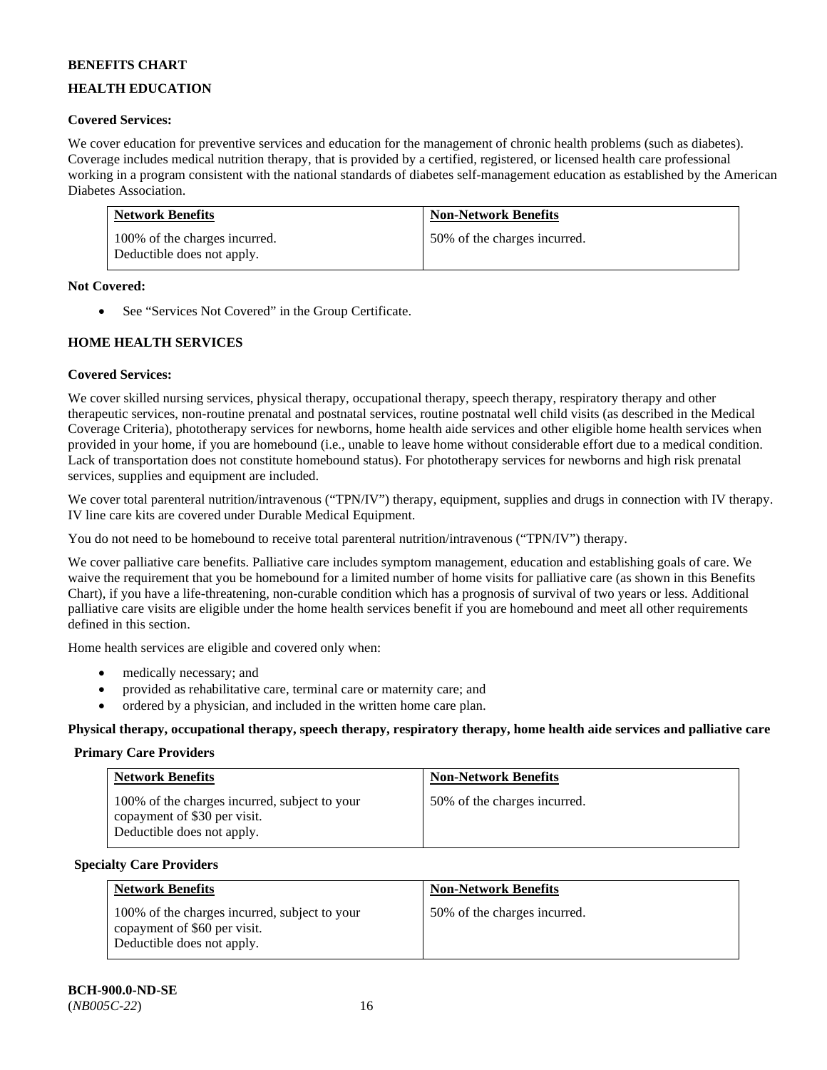**BENEFITS CHART**

## HEALTH EDUCATION

**Covered Services:**

We cover education for preventive services and education for the management of chronic health problems (such as diabetes). Coverage includes medical nutrition therapy, that is provided by a certified, registered, or licensed health care professional working in a program consistent with the national standards of diabetes self-management education as established by the American Diabetes Association.

| Network Benefits | Non-Network Benefits |
|---|---|
| 100% of the charges incurred. Deductible does not apply. | 50% of the charges incurred. |

**Not Covered:**

- See "Services Not Covered" in the Group Certificate.

## HOME HEALTH SERVICES

**Covered Services:**

We cover skilled nursing services, physical therapy, occupational therapy, speech therapy, respiratory therapy and other therapeutic services, non-routine prenatal and postnatal services, routine postnatal well child visits (as described in the Medical Coverage Criteria), phototherapy services for newborns, home health aide services and other eligible home health services when provided in your home, if you are homebound (i.e., unable to leave home without considerable effort due to a medical condition. Lack of transportation does not constitute homebound status). For phototherapy services for newborns and high risk prenatal services, supplies and equipment are included.

We cover total parenteral nutrition/intravenous ("TPN/IV") therapy, equipment, supplies and drugs in connection with IV therapy. IV line care kits are covered under Durable Medical Equipment.

You do not need to be homebound to receive total parenteral nutrition/intravenous ("TPN/IV") therapy.

We cover palliative care benefits. Palliative care includes symptom management, education and establishing goals of care. We waive the requirement that you be homebound for a limited number of home visits for palliative care (as shown in this Benefits Chart), if you have a life-threatening, non-curable condition which has a prognosis of survival of two years or less. Additional palliative care visits are eligible under the home health services benefit if you are homebound and meet all other requirements defined in this section.

Home health services are eligible and covered only when:

- medically necessary; and
- provided as rehabilitative care, terminal care or maternity care; and
- ordered by a physician, and included in the written home care plan.

**Physical therapy, occupational therapy, speech therapy, respiratory therapy, home health aide services and palliative care**

**Primary Care Providers**

| Network Benefits | Non-Network Benefits |
|---|---|
| 100% of the charges incurred, subject to your copayment of $30 per visit. Deductible does not apply. | 50% of the charges incurred. |

**Specialty Care Providers**

| Network Benefits | Non-Network Benefits |
|---|---|
| 100% of the charges incurred, subject to your copayment of $60 per visit. Deductible does not apply. | 50% of the charges incurred. |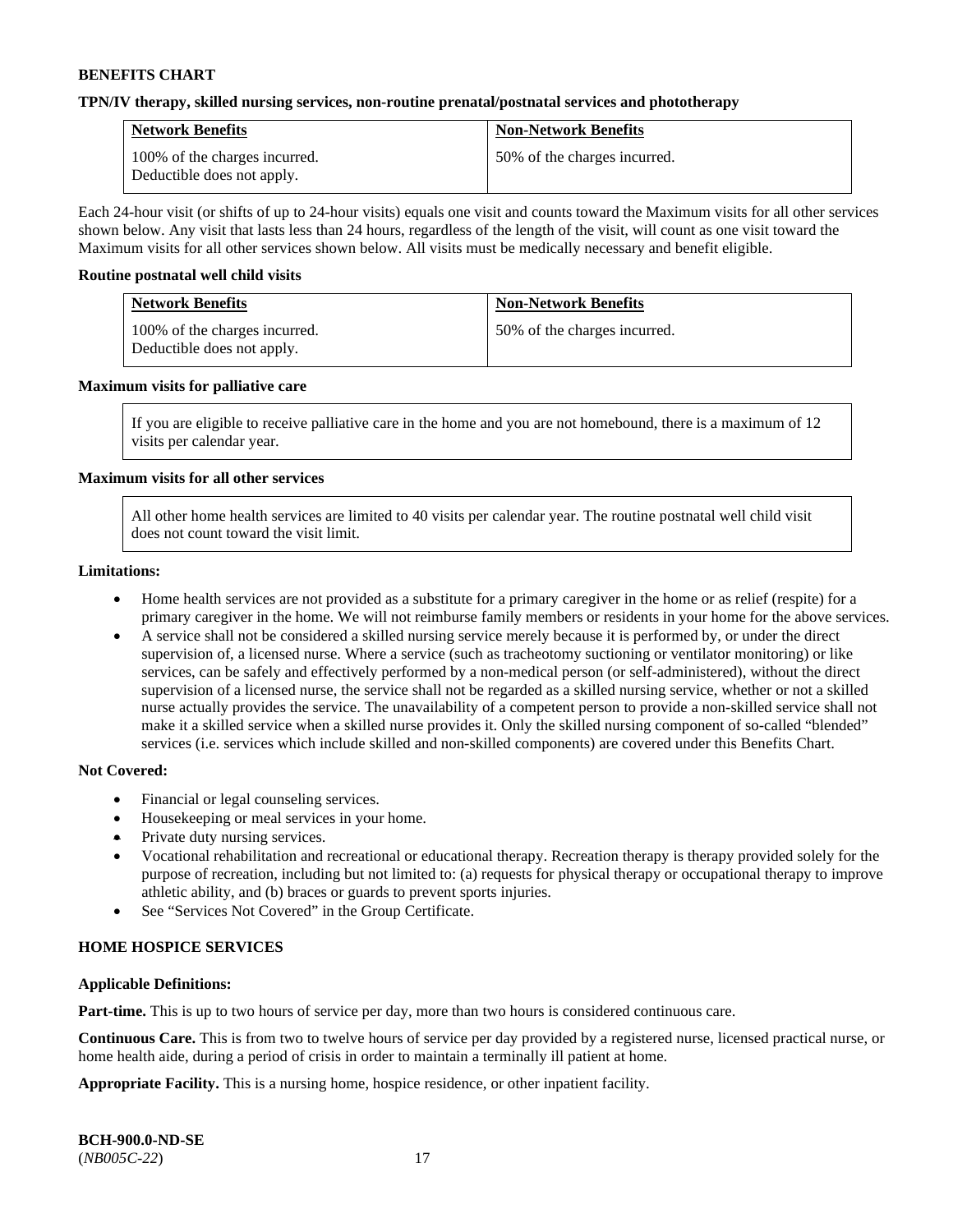**BENEFITS CHART**

**TPN/IV therapy, skilled nursing services, non-routine prenatal/postnatal services and phototherapy**

| Network Benefits | Non-Network Benefits |
|---|---|
| 100% of the charges incurred. Deductible does not apply. | 50% of the charges incurred. |

Each 24-hour visit (or shifts of up to 24-hour visits) equals one visit and counts toward the Maximum visits for all other services shown below. Any visit that lasts less than 24 hours, regardless of the length of the visit, will count as one visit toward the Maximum visits for all other services shown below. All visits must be medically necessary and benefit eligible.

**Routine postnatal well child visits**

| Network Benefits | Non-Network Benefits |
|---|---|
| 100% of the charges incurred. Deductible does not apply. | 50% of the charges incurred. |

**Maximum visits for palliative care**

If you are eligible to receive palliative care in the home and you are not homebound, there is a maximum of 12 visits per calendar year.

**Maximum visits for all other services**

All other home health services are limited to 40 visits per calendar year. The routine postnatal well child visit does not count toward the visit limit.

**Limitations:**

- Home health services are not provided as a substitute for a primary caregiver in the home or as relief (respite) for a primary caregiver in the home. We will not reimburse family members or residents in your home for the above services.
- A service shall not be considered a skilled nursing service merely because it is performed by, or under the direct supervision of, a licensed nurse. Where a service (such as tracheotomy suctioning or ventilator monitoring) or like services, can be safely and effectively performed by a non-medical person (or self-administered), without the direct supervision of a licensed nurse, the service shall not be regarded as a skilled nursing service, whether or not a skilled nurse actually provides the service. The unavailability of a competent person to provide a non-skilled service shall not make it a skilled service when a skilled nurse provides it. Only the skilled nursing component of so-called "blended" services (i.e. services which include skilled and non-skilled components) are covered under this Benefits Chart.

**Not Covered:**

- Financial or legal counseling services.
- Housekeeping or meal services in your home.
- Private duty nursing services.
- Vocational rehabilitation and recreational or educational therapy. Recreation therapy is therapy provided solely for the purpose of recreation, including but not limited to: (a) requests for physical therapy or occupational therapy to improve athletic ability, and (b) braces or guards to prevent sports injuries.
- See "Services Not Covered" in the Group Certificate.

**HOME HOSPICE SERVICES**

**Applicable Definitions:**

**Part-time.** This is up to two hours of service per day, more than two hours is considered continuous care.

**Continuous Care.** This is from two to twelve hours of service per day provided by a registered nurse, licensed practical nurse, or home health aide, during a period of crisis in order to maintain a terminally ill patient at home.

**Appropriate Facility.** This is a nursing home, hospice residence, or other inpatient facility.

**BCH-900.0-ND-SE**
(*NB005C-22*)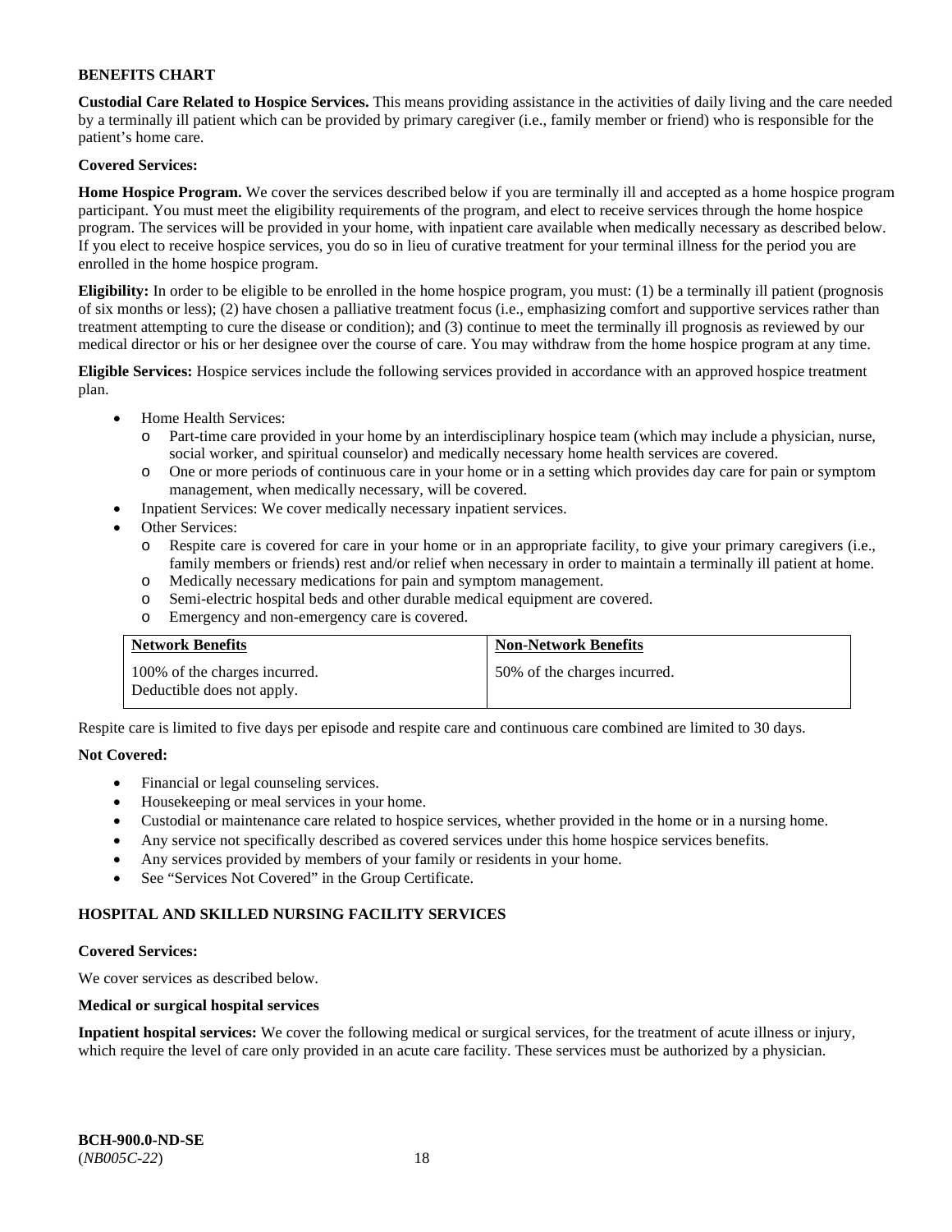**BENEFITS CHART**

**Custodial Care Related to Hospice Services.** This means providing assistance in the activities of daily living and the care needed by a terminally ill patient which can be provided by primary caregiver (i.e., family member or friend) who is responsible for the patient's home care.

**Covered Services:**

**Home Hospice Program.** We cover the services described below if you are terminally ill and accepted as a home hospice program participant. You must meet the eligibility requirements of the program, and elect to receive services through the home hospice program. The services will be provided in your home, with inpatient care available when medically necessary as described below. If you elect to receive hospice services, you do so in lieu of curative treatment for your terminal illness for the period you are enrolled in the home hospice program.

**Eligibility:** In order to be eligible to be enrolled in the home hospice program, you must: (1) be a terminally ill patient (prognosis of six months or less); (2) have chosen a palliative treatment focus (i.e., emphasizing comfort and supportive services rather than treatment attempting to cure the disease or condition); and (3) continue to meet the terminally ill prognosis as reviewed by our medical director or his or her designee over the course of care. You may withdraw from the home hospice program at any time.

**Eligible Services:** Hospice services include the following services provided in accordance with an approved hospice treatment plan.

- Home Health Services:
  - Part-time care provided in your home by an interdisciplinary hospice team (which may include a physician, nurse, social worker, and spiritual counselor) and medically necessary home health services are covered.
  - One or more periods of continuous care in your home or in a setting which provides day care for pain or symptom management, when medically necessary, will be covered.
- Inpatient Services: We cover medically necessary inpatient services.
- Other Services:
  - Respite care is covered for care in your home or in an appropriate facility, to give your primary caregivers (i.e., family members or friends) rest and/or relief when necessary in order to maintain a terminally ill patient at home.
  - Medically necessary medications for pain and symptom management.
  - Semi-electric hospital beds and other durable medical equipment are covered.
  - Emergency and non-emergency care is covered.

| Network Benefits | Non-Network Benefits |
|---|---|
| 100% of the charges incurred. Deductible does not apply. | 50% of the charges incurred. |

Respite care is limited to five days per episode and respite care and continuous care combined are limited to 30 days.

**Not Covered:**

- Financial or legal counseling services.
- Housekeeping or meal services in your home.
- Custodial or maintenance care related to hospice services, whether provided in the home or in a nursing home.
- Any service not specifically described as covered services under this home hospice services benefits.
- Any services provided by members of your family or residents in your home.
- See "Services Not Covered" in the Group Certificate.

**HOSPITAL AND SKILLED NURSING FACILITY SERVICES**

**Covered Services:**

We cover services as described below.

**Medical or surgical hospital services**

**Inpatient hospital services:** We cover the following medical or surgical services, for the treatment of acute illness or injury, which require the level of care only provided in an acute care facility. These services must be authorized by a physician.

**BCH-900.0-ND-SE**
(*NB005C-22*)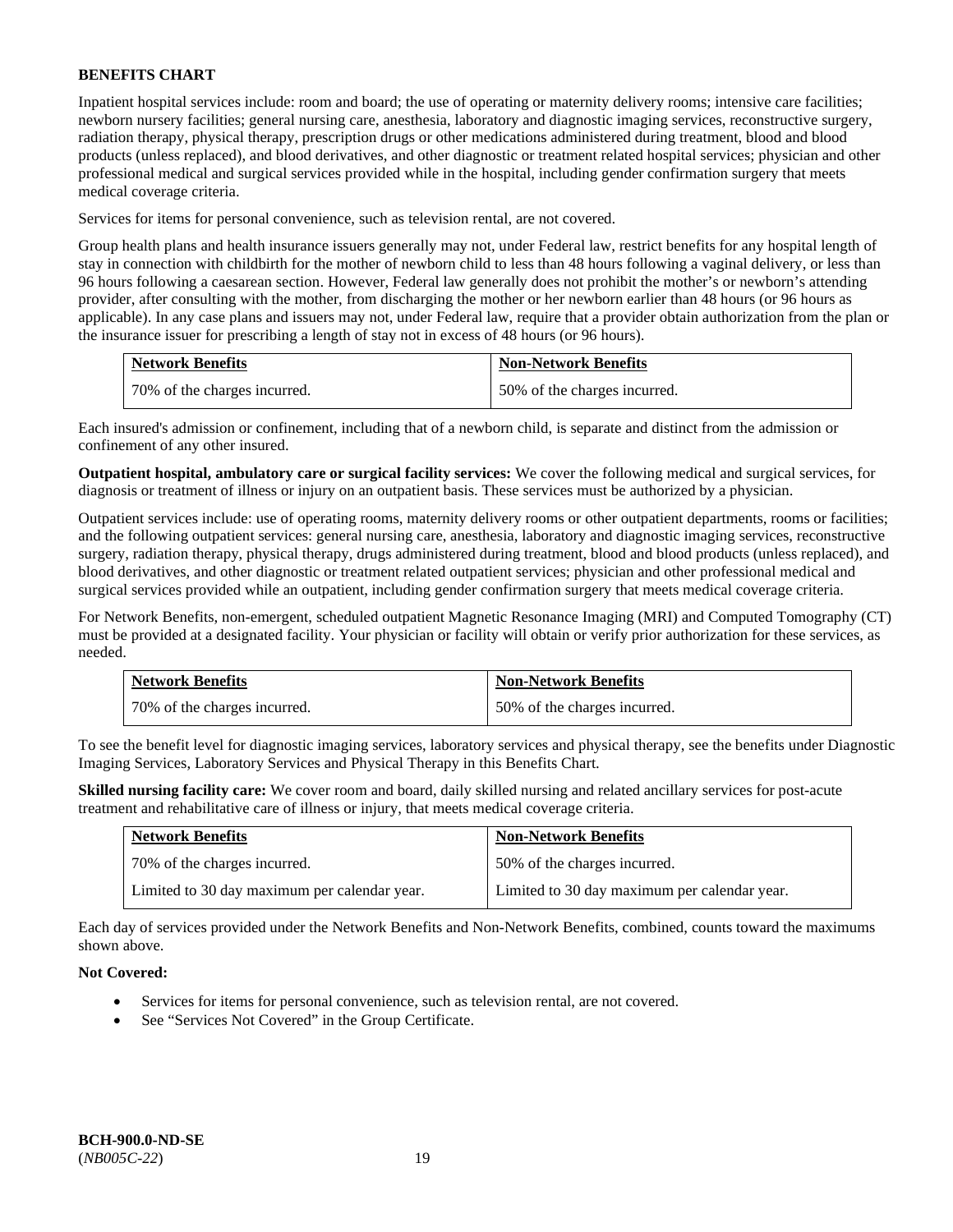**BENEFITS CHART**

Inpatient hospital services include: room and board; the use of operating or maternity delivery rooms; intensive care facilities; newborn nursery facilities; general nursing care, anesthesia, laboratory and diagnostic imaging services, reconstructive surgery, radiation therapy, physical therapy, prescription drugs or other medications administered during treatment, blood and blood products (unless replaced), and blood derivatives, and other diagnostic or treatment related hospital services; physician and other professional medical and surgical services provided while in the hospital, including gender confirmation surgery that meets medical coverage criteria.

Services for items for personal convenience, such as television rental, are not covered.

Group health plans and health insurance issuers generally may not, under Federal law, restrict benefits for any hospital length of stay in connection with childbirth for the mother of newborn child to less than 48 hours following a vaginal delivery, or less than 96 hours following a caesarean section. However, Federal law generally does not prohibit the mother's or newborn's attending provider, after consulting with the mother, from discharging the mother or her newborn earlier than 48 hours (or 96 hours as applicable). In any case plans and issuers may not, under Federal law, require that a provider obtain authorization from the plan or the insurance issuer for prescribing a length of stay not in excess of 48 hours (or 96 hours).

| Network Benefits | Non-Network Benefits |
|---|---|
| 70% of the charges incurred. | 50% of the charges incurred. |

Each insured's admission or confinement, including that of a newborn child, is separate and distinct from the admission or confinement of any other insured.

**Outpatient hospital, ambulatory care or surgical facility services:** We cover the following medical and surgical services, for diagnosis or treatment of illness or injury on an outpatient basis. These services must be authorized by a physician.

Outpatient services include: use of operating rooms, maternity delivery rooms or other outpatient departments, rooms or facilities; and the following outpatient services: general nursing care, anesthesia, laboratory and diagnostic imaging services, reconstructive surgery, radiation therapy, physical therapy, drugs administered during treatment, blood and blood products (unless replaced), and blood derivatives, and other diagnostic or treatment related outpatient services; physician and other professional medical and surgical services provided while an outpatient, including gender confirmation surgery that meets medical coverage criteria.

For Network Benefits, non-emergent, scheduled outpatient Magnetic Resonance Imaging (MRI) and Computed Tomography (CT) must be provided at a designated facility. Your physician or facility will obtain or verify prior authorization for these services, as needed.

| Network Benefits | Non-Network Benefits |
|---|---|
| 70% of the charges incurred. | 50% of the charges incurred. |

To see the benefit level for diagnostic imaging services, laboratory services and physical therapy, see the benefits under Diagnostic Imaging Services, Laboratory Services and Physical Therapy in this Benefits Chart.

**Skilled nursing facility care:** We cover room and board, daily skilled nursing and related ancillary services for post-acute treatment and rehabilitative care of illness or injury, that meets medical coverage criteria.

| Network Benefits | Non-Network Benefits |
|---|---|
| 70% of the charges incurred. | 50% of the charges incurred. |
| Limited to 30 day maximum per calendar year. | Limited to 30 day maximum per calendar year. |

Each day of services provided under the Network Benefits and Non-Network Benefits, combined, counts toward the maximums shown above.

**Not Covered:**

- Services for items for personal convenience, such as television rental, are not covered.
- See "Services Not Covered" in the Group Certificate.

**BCH-900.0-ND-SE**
(*NB005C-22*)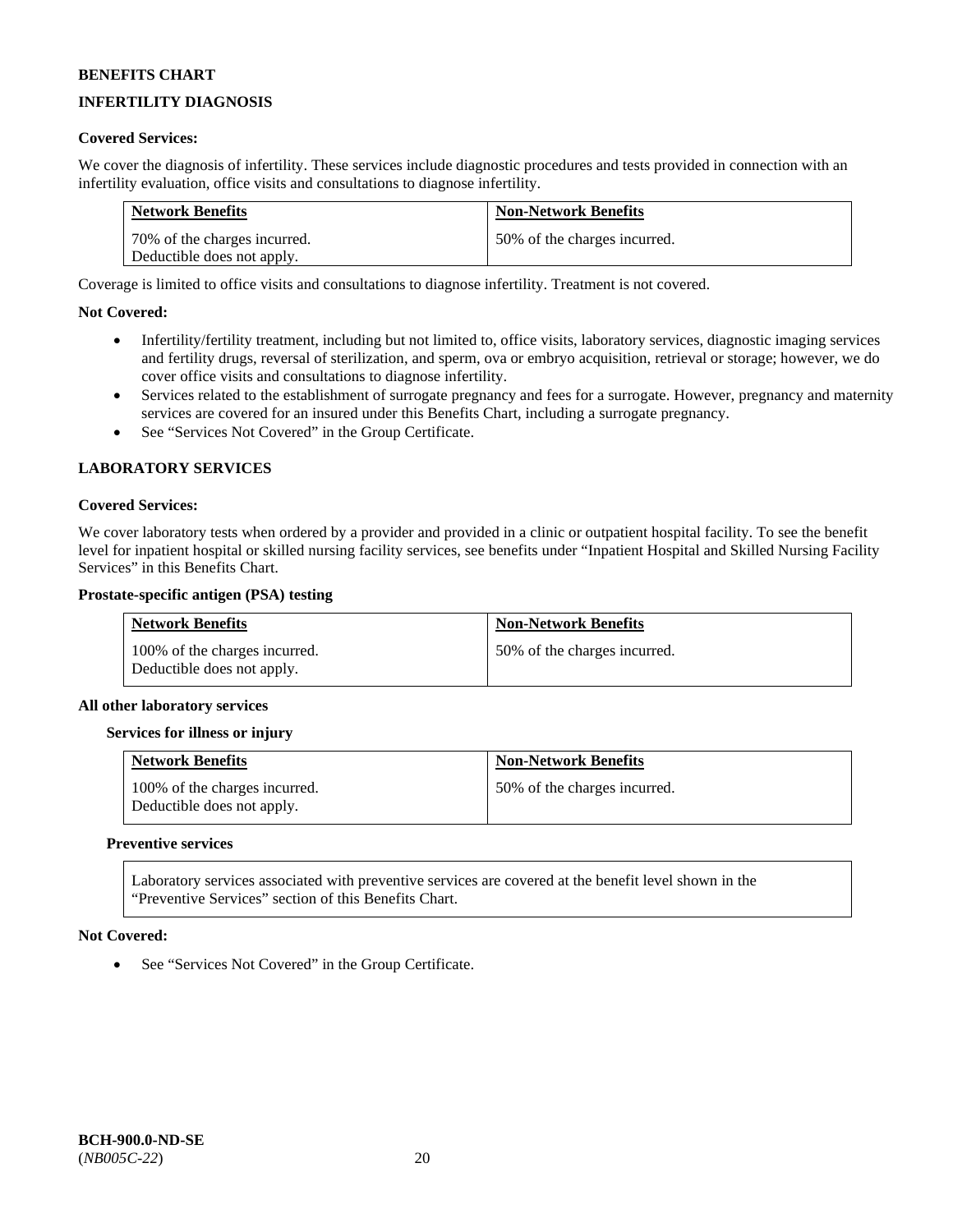**BENEFITS CHART**

**INFERTILITY DIAGNOSIS**

**Covered Services:**

We cover the diagnosis of infertility. These services include diagnostic procedures and tests provided in connection with an infertility evaluation, office visits and consultations to diagnose infertility.

| Network Benefits | Non-Network Benefits |
|---|---|
| 70% of the charges incurred. Deductible does not apply. | 50% of the charges incurred. |

Coverage is limited to office visits and consultations to diagnose infertility. Treatment is not covered.

**Not Covered:**

- Infertility/fertility treatment, including but not limited to, office visits, laboratory services, diagnostic imaging services and fertility drugs, reversal of sterilization, and sperm, ova or embryo acquisition, retrieval or storage; however, we do cover office visits and consultations to diagnose infertility.
- Services related to the establishment of surrogate pregnancy and fees for a surrogate. However, pregnancy and maternity services are covered for an insured under this Benefits Chart, including a surrogate pregnancy.
- See "Services Not Covered" in the Group Certificate.

**LABORATORY SERVICES**

**Covered Services:**

We cover laboratory tests when ordered by a provider and provided in a clinic or outpatient hospital facility. To see the benefit level for inpatient hospital or skilled nursing facility services, see benefits under "Inpatient Hospital and Skilled Nursing Facility Services" in this Benefits Chart.

**Prostate-specific antigen (PSA) testing**

| Network Benefits | Non-Network Benefits |
|---|---|
| 100% of the charges incurred. Deductible does not apply. | 50% of the charges incurred. |

**All other laboratory services**

**Services for illness or injury**

| Network Benefits | Non-Network Benefits |
|---|---|
| 100% of the charges incurred. Deductible does not apply. | 50% of the charges incurred. |

**Preventive services**

| Laboratory services associated with preventive services are covered at the benefit level shown in the "Preventive Services" section of this Benefits Chart. |
|---|

**Not Covered:**

- See "Services Not Covered" in the Group Certificate.

**BCH-900.0-ND-SE**
(*NB005C-22*)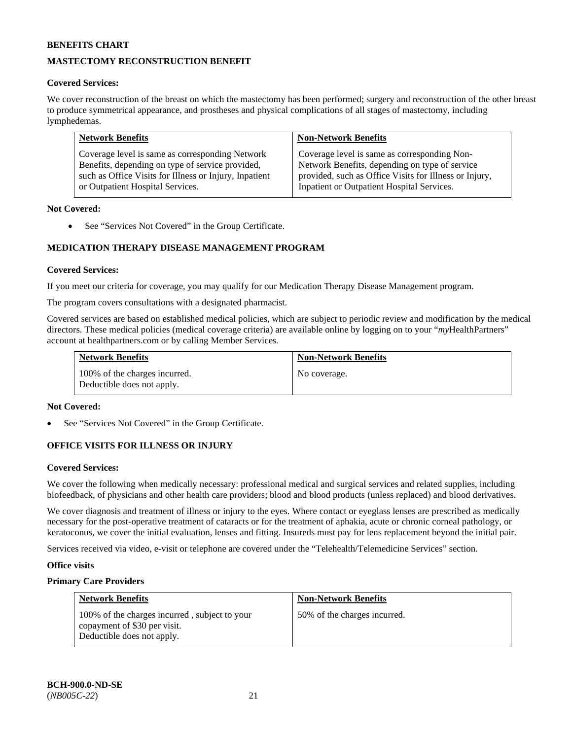**BENEFITS CHART**

**MASTECTOMY RECONSTRUCTION BENEFIT**

**Covered Services:**

We cover reconstruction of the breast on which the mastectomy has been performed; surgery and reconstruction of the other breast to produce symmetrical appearance, and prostheses and physical complications of all stages of mastectomy, including lymphedemas.

| Network Benefits | Non-Network Benefits |
| --- | --- |
| Coverage level is same as corresponding Network Benefits, depending on type of service provided, such as Office Visits for Illness or Injury, Inpatient or Outpatient Hospital Services. | Coverage level is same as corresponding Non-Network Benefits, depending on type of service provided, such as Office Visits for Illness or Injury, Inpatient or Outpatient Hospital Services. |

**Not Covered:**

- See “Services Not Covered” in the Group Certificate.

**MEDICATION THERAPY DISEASE MANAGEMENT PROGRAM**

**Covered Services:**

If you meet our criteria for coverage, you may qualify for our Medication Therapy Disease Management program.

The program covers consultations with a designated pharmacist.

Covered services are based on established medical policies, which are subject to periodic review and modification by the medical directors. These medical policies (medical coverage criteria) are available online by logging on to your “*my*HealthPartners” account at healthpartners.com or by calling Member Services.

| Network Benefits | Non-Network Benefits |
| --- | --- |
| 100% of the charges incurred. Deductible does not apply. | No coverage. |

**Not Covered:**

- See “Services Not Covered” in the Group Certificate.

**OFFICE VISITS FOR ILLNESS OR INJURY**

**Covered Services:**

We cover the following when medically necessary: professional medical and surgical services and related supplies, including biofeedback, of physicians and other health care providers; blood and blood products (unless replaced) and blood derivatives.

We cover diagnosis and treatment of illness or injury to the eyes. Where contact or eyeglass lenses are prescribed as medically necessary for the post-operative treatment of cataracts or for the treatment of aphakia, acute or chronic corneal pathology, or keratoconus, we cover the initial evaluation, lenses and fitting. Insureds must pay for lens replacement beyond the initial pair.

Services received via video, e-visit or telephone are covered under the “Telehealth/Telemedicine Services” section.

**Office visits**

**Primary Care Providers**

| Network Benefits | Non-Network Benefits |
| --- | --- |
| 100% of the charges incurred , subject to your copayment of $30 per visit. Deductible does not apply. | 50% of the charges incurred. |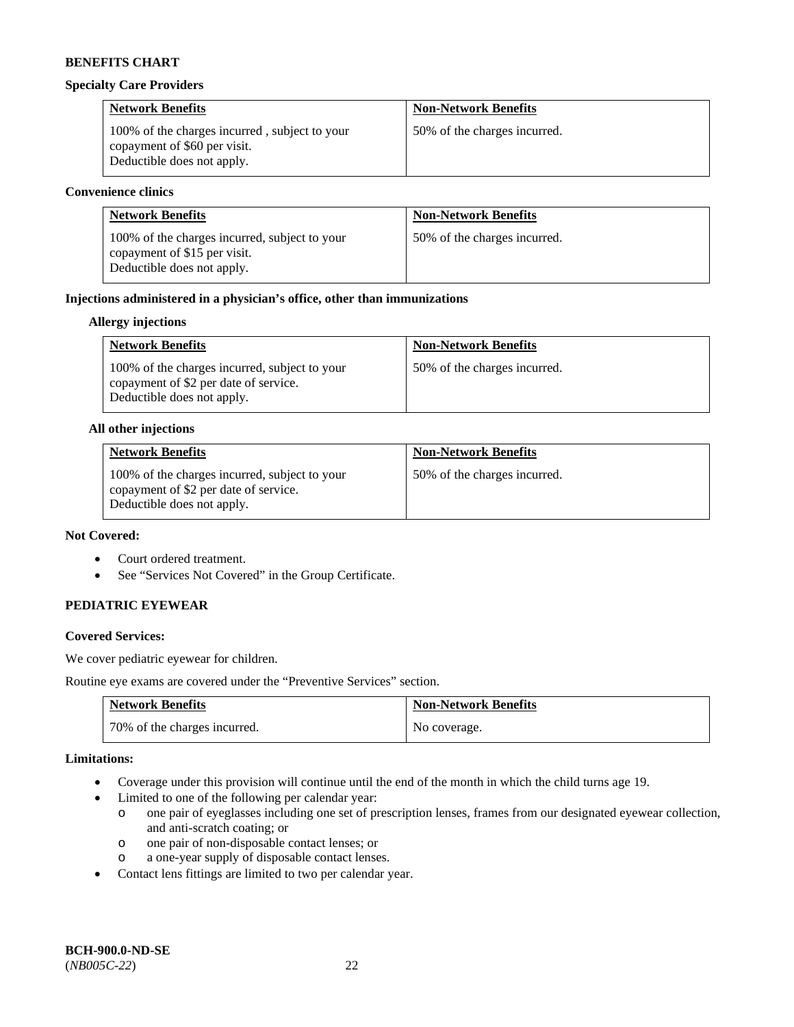**BENEFITS CHART**

**Specialty Care Providers**

| Network Benefits | Non-Network Benefits |
|---|---|
| 100% of the charges incurred , subject to your copayment of $60 per visit. Deductible does not apply. | 50% of the charges incurred. |

**Convenience clinics**

| Network Benefits | Non-Network Benefits |
|---|---|
| 100% of the charges incurred, subject to your copayment of $15 per visit. Deductible does not apply. | 50% of the charges incurred. |

**Injections administered in a physician's office, other than immunizations**

**Allergy injections**

| Network Benefits | Non-Network Benefits |
|---|---|
| 100% of the charges incurred, subject to your copayment of $2 per date of service. Deductible does not apply. | 50% of the charges incurred. |

**All other injections**

| Network Benefits | Non-Network Benefits |
|---|---|
| 100% of the charges incurred, subject to your copayment of $2 per date of service. Deductible does not apply. | 50% of the charges incurred. |

**Not Covered:**

- Court ordered treatment.
- See "Services Not Covered" in the Group Certificate.

**PEDIATRIC EYEWEAR**

**Covered Services:**

We cover pediatric eyewear for children.

Routine eye exams are covered under the "Preventive Services" section.

| Network Benefits | Non-Network Benefits |
|---|---|
| 70% of the charges incurred. | No coverage. |

**Limitations:**

- Coverage under this provision will continue until the end of the month in which the child turns age 19.
- Limited to one of the following per calendar year:
  - one pair of eyeglasses including one set of prescription lenses, frames from our designated eyewear collection, and anti-scratch coating; or
  - one pair of non-disposable contact lenses; or
  - a one-year supply of disposable contact lenses.
- Contact lens fittings are limited to two per calendar year.

**BCH-900.0-ND-SE**
(*NB005C-22*)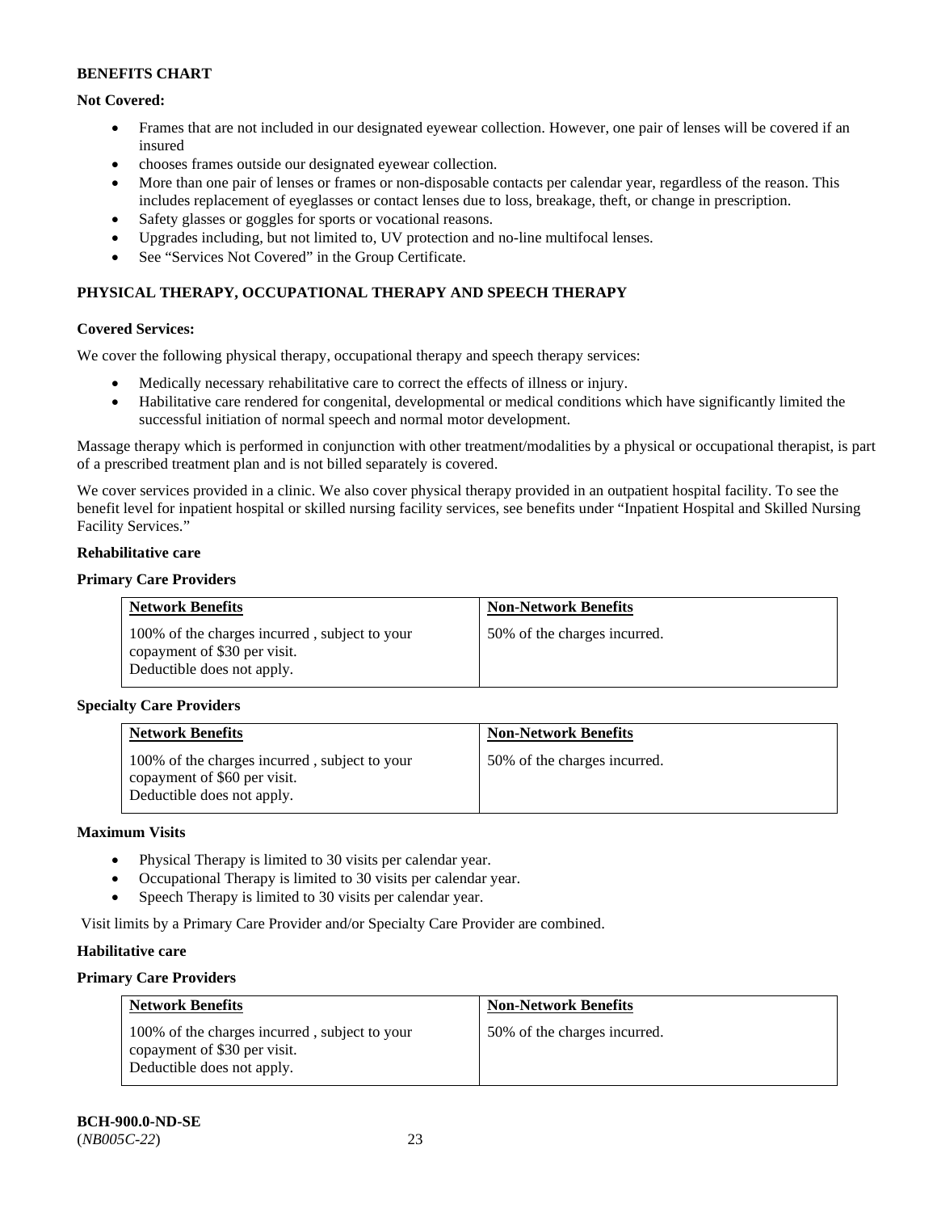**BENEFITS CHART**

**Not Covered:**

- Frames that are not included in our designated eyewear collection. However, one pair of lenses will be covered if an insured
- chooses frames outside our designated eyewear collection.
- More than one pair of lenses or frames or non-disposable contacts per calendar year, regardless of the reason. This includes replacement of eyeglasses or contact lenses due to loss, breakage, theft, or change in prescription.
- Safety glasses or goggles for sports or vocational reasons.
- Upgrades including, but not limited to, UV protection and no-line multifocal lenses.
- See "Services Not Covered" in the Group Certificate.

**PHYSICAL THERAPY, OCCUPATIONAL THERAPY AND SPEECH THERAPY**

**Covered Services:**

We cover the following physical therapy, occupational therapy and speech therapy services:

- Medically necessary rehabilitative care to correct the effects of illness or injury.
- Habilitative care rendered for congenital, developmental or medical conditions which have significantly limited the successful initiation of normal speech and normal motor development.

Massage therapy which is performed in conjunction with other treatment/modalities by a physical or occupational therapist, is part of a prescribed treatment plan and is not billed separately is covered.

We cover services provided in a clinic. We also cover physical therapy provided in an outpatient hospital facility. To see the benefit level for inpatient hospital or skilled nursing facility services, see benefits under "Inpatient Hospital and Skilled Nursing Facility Services."

**Rehabilitative care**

**Primary Care Providers**

| Network Benefits | Non-Network Benefits |
|---|---|
| 100% of the charges incurred , subject to your copayment of $30 per visit. Deductible does not apply. | 50% of the charges incurred. |

**Specialty Care Providers**

| Network Benefits | Non-Network Benefits |
|---|---|
| 100% of the charges incurred , subject to your copayment of $60 per visit. Deductible does not apply. | 50% of the charges incurred. |

**Maximum Visits**

- Physical Therapy is limited to 30 visits per calendar year.
- Occupational Therapy is limited to 30 visits per calendar year.
- Speech Therapy is limited to 30 visits per calendar year.

Visit limits by a Primary Care Provider and/or Specialty Care Provider are combined.

**Habilitative care**

**Primary Care Providers**

| Network Benefits | Non-Network Benefits |
|---|---|
| 100% of the charges incurred , subject to your copayment of $30 per visit. Deductible does not apply. | 50% of the charges incurred. |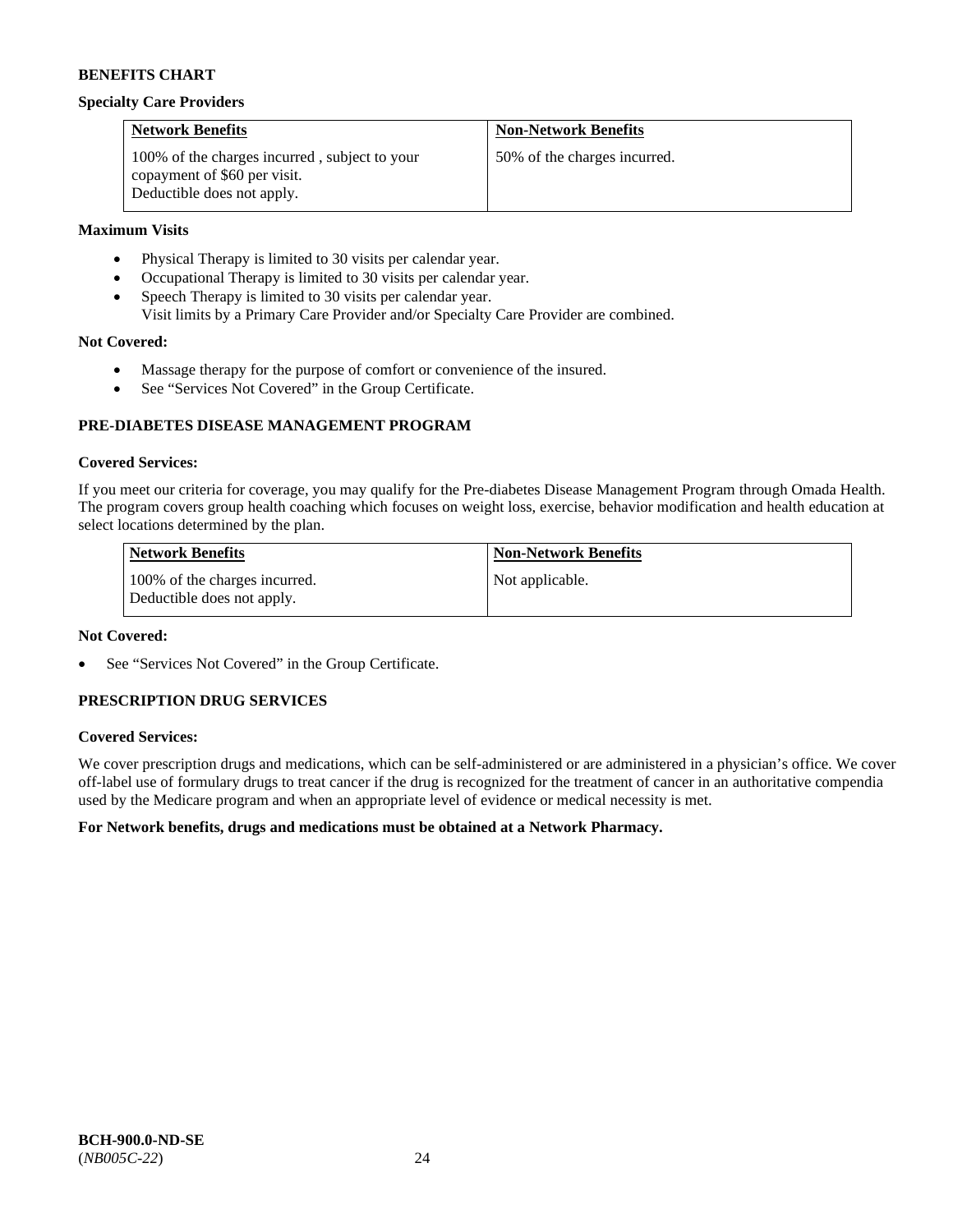**BENEFITS CHART**

**Specialty Care Providers**

| Network Benefits | Non-Network Benefits |
|---|---|
| 100% of the charges incurred , subject to your copayment of $60 per visit. Deductible does not apply. | 50% of the charges incurred. |

**Maximum Visits**

- Physical Therapy is limited to 30 visits per calendar year.
- Occupational Therapy is limited to 30 visits per calendar year.
- Speech Therapy is limited to 30 visits per calendar year.
  Visit limits by a Primary Care Provider and/or Specialty Care Provider are combined.

**Not Covered:**

- Massage therapy for the purpose of comfort or convenience of the insured.
- See "Services Not Covered" in the Group Certificate.

**PRE-DIABETES DISEASE MANAGEMENT PROGRAM**

**Covered Services:**

If you meet our criteria for coverage, you may qualify for the Pre-diabetes Disease Management Program through Omada Health. The program covers group health coaching which focuses on weight loss, exercise, behavior modification and health education at select locations determined by the plan.

| Network Benefits | Non-Network Benefits |
|---|---|
| 100% of the charges incurred. Deductible does not apply. | Not applicable. |

**Not Covered:**

- See "Services Not Covered" in the Group Certificate.

**PRESCRIPTION DRUG SERVICES**

**Covered Services:**

We cover prescription drugs and medications, which can be self-administered or are administered in a physician's office. We cover off-label use of formulary drugs to treat cancer if the drug is recognized for the treatment of cancer in an authoritative compendia used by the Medicare program and when an appropriate level of evidence or medical necessity is met.

**For Network benefits, drugs and medications must be obtained at a Network Pharmacy.**

**BCH-900.0-ND-SE**
(*NB005C-22*)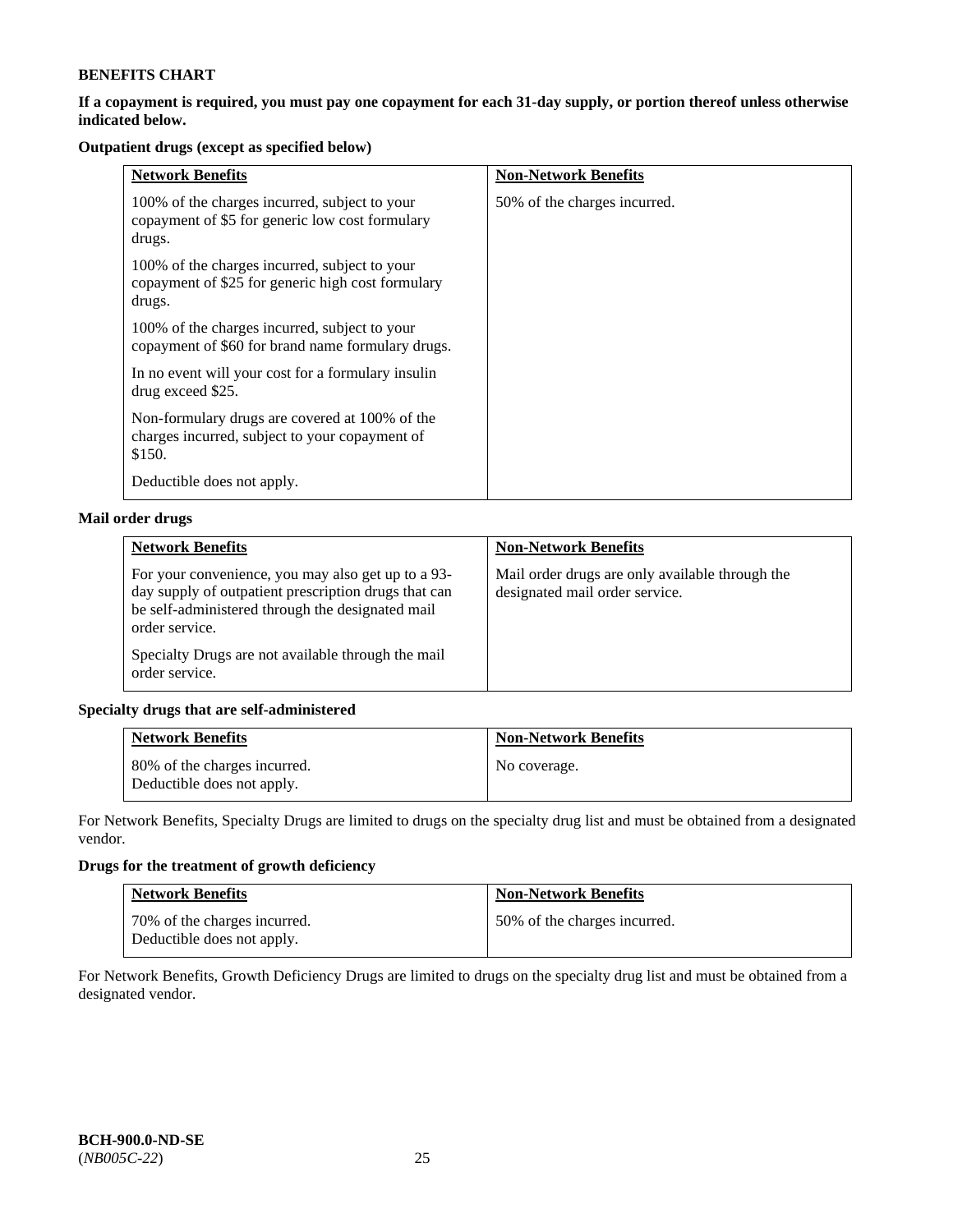**BENEFITS CHART**

**If a copayment is required, you must pay one copayment for each 31-day supply, or portion thereof unless otherwise indicated below.**

**Outpatient drugs (except as specified below)**

| Network Benefits | Non-Network Benefits |
|---|---|
| 100% of the charges incurred, subject to your copayment of $5 for generic low cost formulary drugs.<br><br>100% of the charges incurred, subject to your copayment of $25 for generic high cost formulary drugs.<br><br>100% of the charges incurred, subject to your copayment of $60 for brand name formulary drugs.<br><br>In no event will your cost for a formulary insulin drug exceed $25.<br><br>Non-formulary drugs are covered at 100% of the charges incurred, subject to your copayment of $150.<br><br>Deductible does not apply. | 50% of the charges incurred. |

**Mail order drugs**

| Network Benefits | Non-Network Benefits |
|---|---|
| For your convenience, you may also get up to a 93-day supply of outpatient prescription drugs that can be self-administered through the designated mail order service.<br><br>Specialty Drugs are not available through the mail order service. | Mail order drugs are only available through the designated mail order service. |

**Specialty drugs that are self-administered**

| Network Benefits | Non-Network Benefits |
|---|---|
| 80% of the charges incurred.<br>Deductible does not apply. | No coverage. |

For Network Benefits, Specialty Drugs are limited to drugs on the specialty drug list and must be obtained from a designated vendor.

**Drugs for the treatment of growth deficiency**

| Network Benefits | Non-Network Benefits |
|---|---|
| 70% of the charges incurred.<br>Deductible does not apply. | 50% of the charges incurred. |

For Network Benefits, Growth Deficiency Drugs are limited to drugs on the specialty drug list and must be obtained from a designated vendor.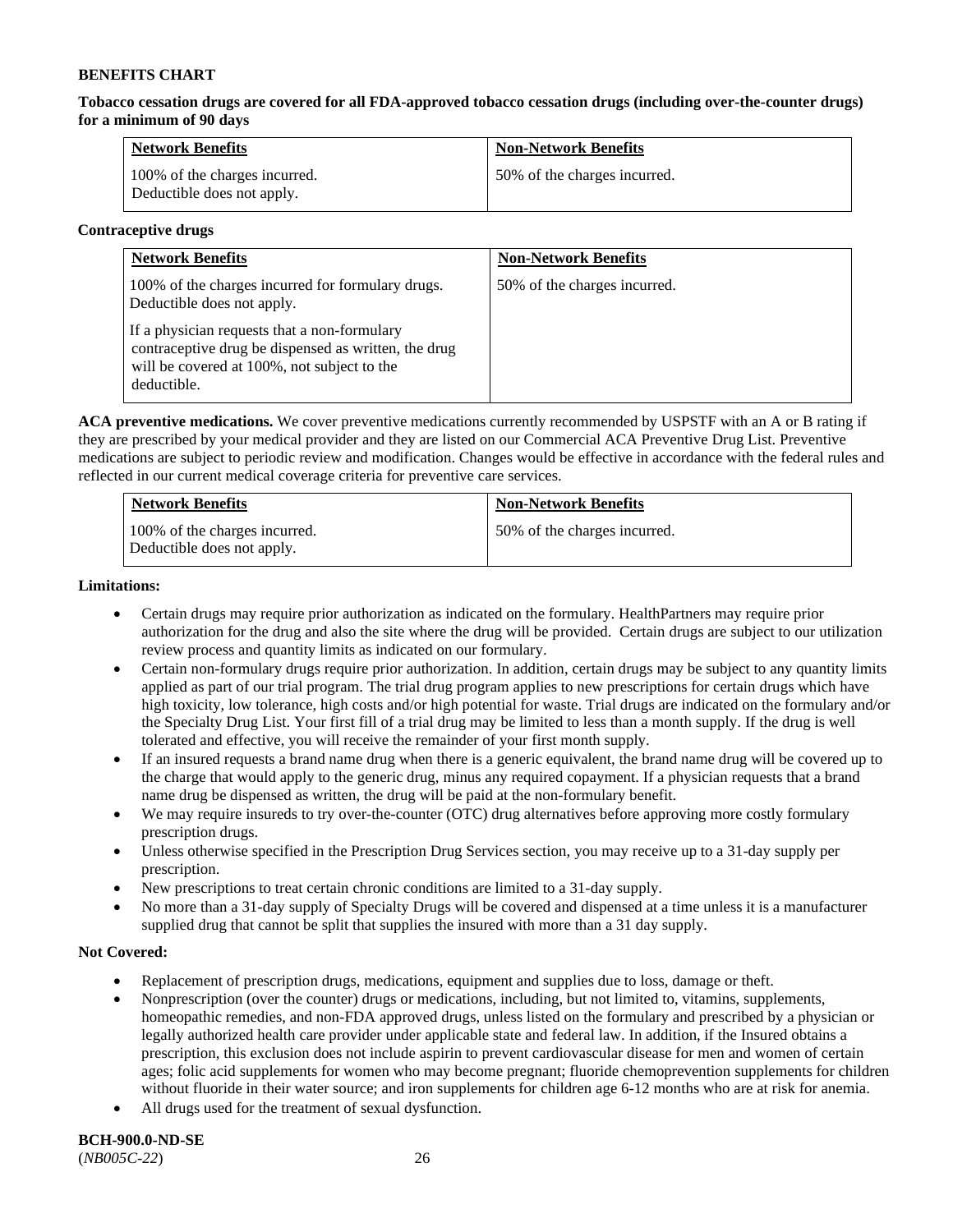**BENEFITS CHART**

**Tobacco cessation drugs are covered for all FDA-approved tobacco cessation drugs (including over-the-counter drugs) for a minimum of 90 days**

| Network Benefits | Non-Network Benefits |
| --- | --- |
| 100% of the charges incurred. Deductible does not apply. | 50% of the charges incurred. |

**Contraceptive drugs**

| Network Benefits | Non-Network Benefits |
| --- | --- |
| 100% of the charges incurred for formulary drugs. Deductible does not apply.<br><br>If a physician requests that a non-formulary contraceptive drug be dispensed as written, the drug will be covered at 100%, not subject to the deductible. | 50% of the charges incurred. |

**ACA preventive medications.** We cover preventive medications currently recommended by USPSTF with an A or B rating if they are prescribed by your medical provider and they are listed on our Commercial ACA Preventive Drug List. Preventive medications are subject to periodic review and modification. Changes would be effective in accordance with the federal rules and reflected in our current medical coverage criteria for preventive care services.

| Network Benefits | Non-Network Benefits |
| --- | --- |
| 100% of the charges incurred. Deductible does not apply. | 50% of the charges incurred. |

**Limitations:**

- Certain drugs may require prior authorization as indicated on the formulary. HealthPartners may require prior authorization for the drug and also the site where the drug will be provided. Certain drugs are subject to our utilization review process and quantity limits as indicated on our formulary.
- Certain non-formulary drugs require prior authorization. In addition, certain drugs may be subject to any quantity limits applied as part of our trial program. The trial drug program applies to new prescriptions for certain drugs which have high toxicity, low tolerance, high costs and/or high potential for waste. Trial drugs are indicated on the formulary and/or the Specialty Drug List. Your first fill of a trial drug may be limited to less than a month supply. If the drug is well tolerated and effective, you will receive the remainder of your first month supply.
- If an insured requests a brand name drug when there is a generic equivalent, the brand name drug will be covered up to the charge that would apply to the generic drug, minus any required copayment. If a physician requests that a brand name drug be dispensed as written, the drug will be paid at the non-formulary benefit.
- We may require insureds to try over-the-counter (OTC) drug alternatives before approving more costly formulary prescription drugs.
- Unless otherwise specified in the Prescription Drug Services section, you may receive up to a 31-day supply per prescription.
- New prescriptions to treat certain chronic conditions are limited to a 31-day supply.
- No more than a 31-day supply of Specialty Drugs will be covered and dispensed at a time unless it is a manufacturer supplied drug that cannot be split that supplies the insured with more than a 31 day supply.

**Not Covered:**

- Replacement of prescription drugs, medications, equipment and supplies due to loss, damage or theft.
- Nonprescription (over the counter) drugs or medications, including, but not limited to, vitamins, supplements, homeopathic remedies, and non-FDA approved drugs, unless listed on the formulary and prescribed by a physician or legally authorized health care provider under applicable state and federal law. In addition, if the Insured obtains a prescription, this exclusion does not include aspirin to prevent cardiovascular disease for men and women of certain ages; folic acid supplements for women who may become pregnant; fluoride chemoprevention supplements for children without fluoride in their water source; and iron supplements for children age 6-12 months who are at risk for anemia.
- All drugs used for the treatment of sexual dysfunction.

**BCH-900.0-ND-SE**
(*NB005C-22*)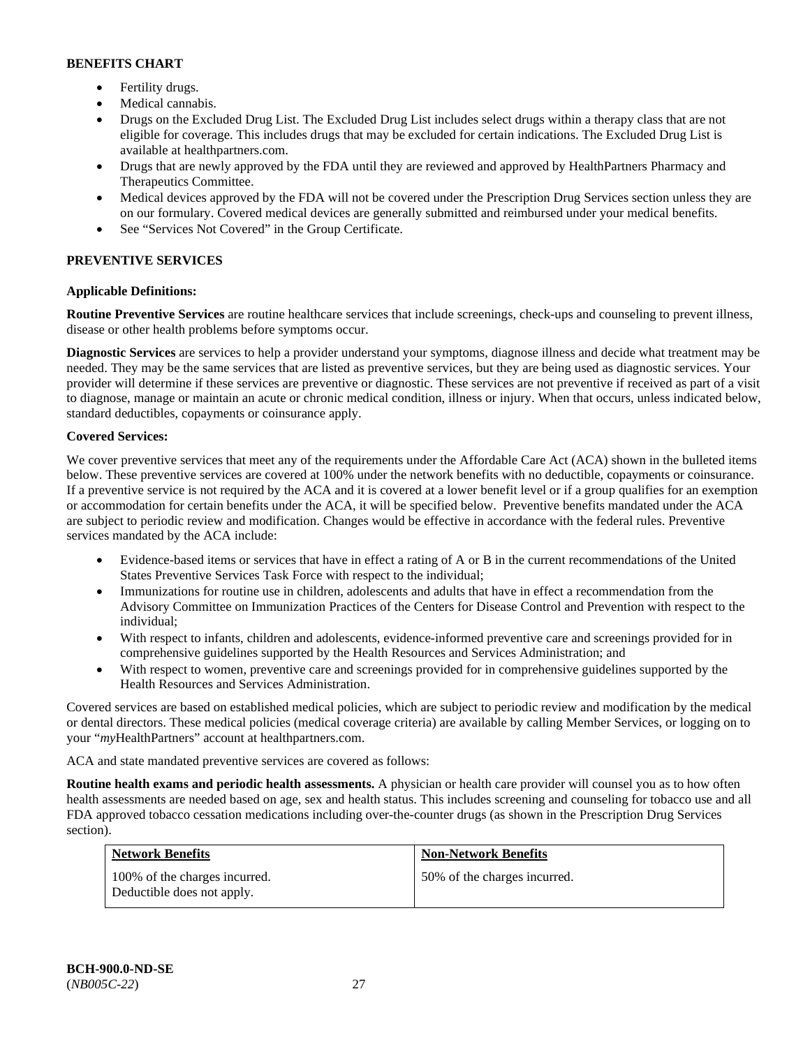**BENEFITS CHART**

- Fertility drugs.
- Medical cannabis.
- Drugs on the Excluded Drug List. The Excluded Drug List includes select drugs within a therapy class that are not eligible for coverage. This includes drugs that may be excluded for certain indications. The Excluded Drug List is available at healthpartners.com.
- Drugs that are newly approved by the FDA until they are reviewed and approved by HealthPartners Pharmacy and Therapeutics Committee.
- Medical devices approved by the FDA will not be covered under the Prescription Drug Services section unless they are on our formulary. Covered medical devices are generally submitted and reimbursed under your medical benefits.
- See "Services Not Covered" in the Group Certificate.

**PREVENTIVE SERVICES**

**Applicable Definitions:**

**Routine Preventive Services** are routine healthcare services that include screenings, check-ups and counseling to prevent illness, disease or other health problems before symptoms occur.

**Diagnostic Services** are services to help a provider understand your symptoms, diagnose illness and decide what treatment may be needed. They may be the same services that are listed as preventive services, but they are being used as diagnostic services. Your provider will determine if these services are preventive or diagnostic. These services are not preventive if received as part of a visit to diagnose, manage or maintain an acute or chronic medical condition, illness or injury. When that occurs, unless indicated below, standard deductibles, copayments or coinsurance apply.

**Covered Services:**

We cover preventive services that meet any of the requirements under the Affordable Care Act (ACA) shown in the bulleted items below. These preventive services are covered at 100% under the network benefits with no deductible, copayments or coinsurance. If a preventive service is not required by the ACA and it is covered at a lower benefit level or if a group qualifies for an exemption or accommodation for certain benefits under the ACA, it will be specified below. Preventive benefits mandated under the ACA are subject to periodic review and modification. Changes would be effective in accordance with the federal rules. Preventive services mandated by the ACA include:

- Evidence-based items or services that have in effect a rating of A or B in the current recommendations of the United States Preventive Services Task Force with respect to the individual;
- Immunizations for routine use in children, adolescents and adults that have in effect a recommendation from the Advisory Committee on Immunization Practices of the Centers for Disease Control and Prevention with respect to the individual;
- With respect to infants, children and adolescents, evidence-informed preventive care and screenings provided for in comprehensive guidelines supported by the Health Resources and Services Administration; and
- With respect to women, preventive care and screenings provided for in comprehensive guidelines supported by the Health Resources and Services Administration.

Covered services are based on established medical policies, which are subject to periodic review and modification by the medical or dental directors. These medical policies (medical coverage criteria) are available by calling Member Services, or logging on to your "*my*HealthPartners" account at healthpartners.com.

ACA and state mandated preventive services are covered as follows:

**Routine health exams and periodic health assessments.** A physician or health care provider will counsel you as to how often health assessments are needed based on age, sex and health status. This includes screening and counseling for tobacco use and all FDA approved tobacco cessation medications including over-the-counter drugs (as shown in the Prescription Drug Services section).

| Network Benefits | Non-Network Benefits |
|---|---|
| 100% of the charges incurred. Deductible does not apply. | 50% of the charges incurred. |

**BCH-900.0-ND-SE**
(*NB005C-22*)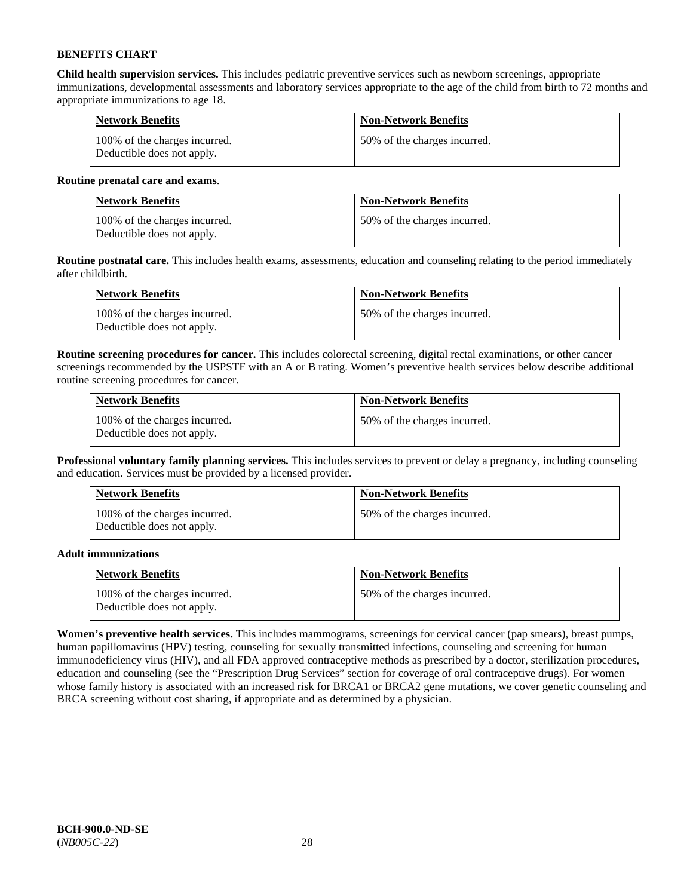**BENEFITS CHART**

**Child health supervision services.** This includes pediatric preventive services such as newborn screenings, appropriate immunizations, developmental assessments and laboratory services appropriate to the age of the child from birth to 72 months and appropriate immunizations to age 18.

| Network Benefits | Non-Network Benefits |
| --- | --- |
| 100% of the charges incurred. Deductible does not apply. | 50% of the charges incurred. |

**Routine prenatal care and exams**.

| Network Benefits | Non-Network Benefits |
| --- | --- |
| 100% of the charges incurred. Deductible does not apply. | 50% of the charges incurred. |

**Routine postnatal care.** This includes health exams, assessments, education and counseling relating to the period immediately after childbirth.

| Network Benefits | Non-Network Benefits |
| --- | --- |
| 100% of the charges incurred. Deductible does not apply. | 50% of the charges incurred. |

**Routine screening procedures for cancer.** This includes colorectal screening, digital rectal examinations, or other cancer screenings recommended by the USPSTF with an A or B rating. Women's preventive health services below describe additional routine screening procedures for cancer.

| Network Benefits | Non-Network Benefits |
| --- | --- |
| 100% of the charges incurred. Deductible does not apply. | 50% of the charges incurred. |

**Professional voluntary family planning services.** This includes services to prevent or delay a pregnancy, including counseling and education. Services must be provided by a licensed provider.

| Network Benefits | Non-Network Benefits |
| --- | --- |
| 100% of the charges incurred. Deductible does not apply. | 50% of the charges incurred. |

**Adult immunizations**

| Network Benefits | Non-Network Benefits |
| --- | --- |
| 100% of the charges incurred. Deductible does not apply. | 50% of the charges incurred. |

**Women's preventive health services.** This includes mammograms, screenings for cervical cancer (pap smears), breast pumps, human papillomavirus (HPV) testing, counseling for sexually transmitted infections, counseling and screening for human immunodeficiency virus (HIV), and all FDA approved contraceptive methods as prescribed by a doctor, sterilization procedures, education and counseling (see the "Prescription Drug Services" section for coverage of oral contraceptive drugs). For women whose family history is associated with an increased risk for BRCA1 or BRCA2 gene mutations, we cover genetic counseling and BRCA screening without cost sharing, if appropriate and as determined by a physician.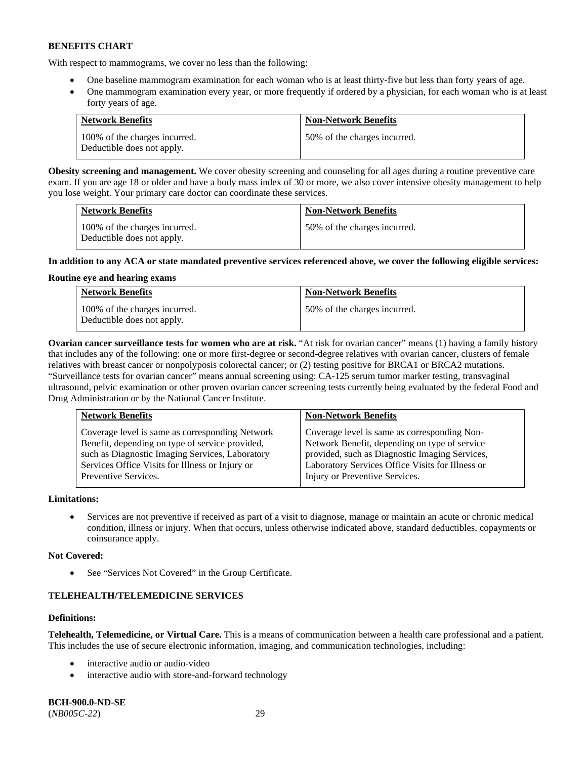**BENEFITS CHART**

With respect to mammograms, we cover no less than the following:

- One baseline mammogram examination for each woman who is at least thirty-five but less than forty years of age.
- One mammogram examination every year, or more frequently if ordered by a physician, for each woman who is at least forty years of age.

| Network Benefits | Non-Network Benefits |
|---|---|
| 100% of the charges incurred. Deductible does not apply. | 50% of the charges incurred. |

**Obesity screening and management.** We cover obesity screening and counseling for all ages during a routine preventive care exam. If you are age 18 or older and have a body mass index of 30 or more, we also cover intensive obesity management to help you lose weight. Your primary care doctor can coordinate these services.

| Network Benefits | Non-Network Benefits |
|---|---|
| 100% of the charges incurred. Deductible does not apply. | 50% of the charges incurred. |

**In addition to any ACA or state mandated preventive services referenced above, we cover the following eligible services:**

**Routine eye and hearing exams**

| Network Benefits | Non-Network Benefits |
|---|---|
| 100% of the charges incurred. Deductible does not apply. | 50% of the charges incurred. |

**Ovarian cancer surveillance tests for women who are at risk.** "At risk for ovarian cancer" means (1) having a family history that includes any of the following: one or more first-degree or second-degree relatives with ovarian cancer, clusters of female relatives with breast cancer or nonpolyposis colorectal cancer; or (2) testing positive for BRCA1 or BRCA2 mutations. "Surveillance tests for ovarian cancer" means annual screening using: CA-125 serum tumor marker testing, transvaginal ultrasound, pelvic examination or other proven ovarian cancer screening tests currently being evaluated by the federal Food and Drug Administration or by the National Cancer Institute.

| Network Benefits | Non-Network Benefits |
|---|---|
| Coverage level is same as corresponding Network Benefit, depending on type of service provided, such as Diagnostic Imaging Services, Laboratory Services Office Visits for Illness or Injury or Preventive Services. | Coverage level is same as corresponding Non-Network Benefit, depending on type of service provided, such as Diagnostic Imaging Services, Laboratory Services Office Visits for Illness or Injury or Preventive Services. |

**Limitations:**

- Services are not preventive if received as part of a visit to diagnose, manage or maintain an acute or chronic medical condition, illness or injury. When that occurs, unless otherwise indicated above, standard deductibles, copayments or coinsurance apply.

**Not Covered:**

- See "Services Not Covered" in the Group Certificate.

**TELEHEALTH/TELEMEDICINE SERVICES**

**Definitions:**

**Telehealth, Telemedicine, or Virtual Care.** This is a means of communication between a health care professional and a patient. This includes the use of secure electronic information, imaging, and communication technologies, including:

- interactive audio or audio-video
- interactive audio with store-and-forward technology

**BCH-900.0-ND-SE**
(*NB005C-22*)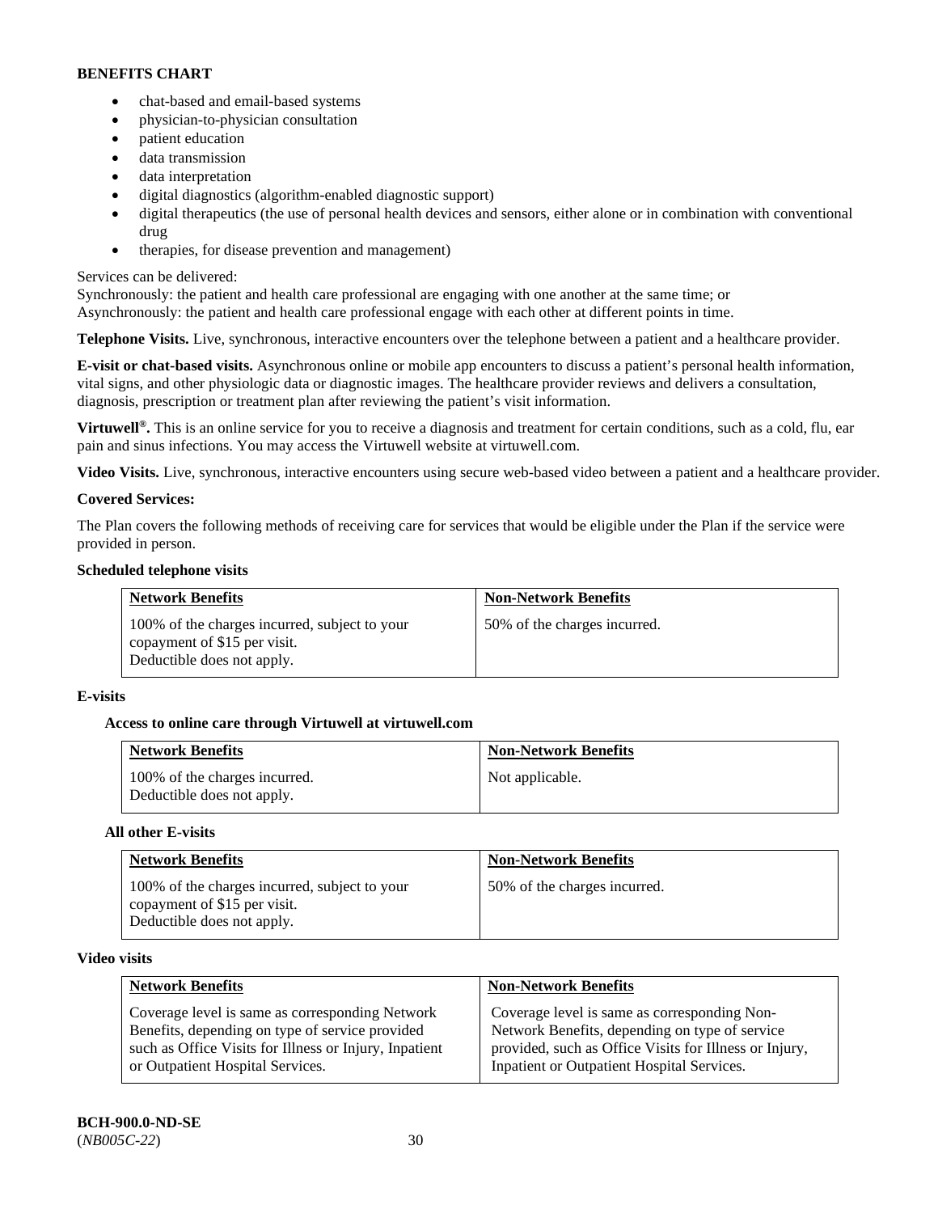**BENEFITS CHART**

- chat-based and email-based systems
- physician-to-physician consultation
- patient education
- data transmission
- data interpretation
- digital diagnostics (algorithm-enabled diagnostic support)
- digital therapeutics (the use of personal health devices and sensors, either alone or in combination with conventional drug
- therapies, for disease prevention and management)

Services can be delivered:
Synchronously: the patient and health care professional are engaging with one another at the same time; or
Asynchronously: the patient and health care professional engage with each other at different points in time.

**Telephone Visits.** Live, synchronous, interactive encounters over the telephone between a patient and a healthcare provider.

**E-visit or chat-based visits.** Asynchronous online or mobile app encounters to discuss a patient's personal health information, vital signs, and other physiologic data or diagnostic images. The healthcare provider reviews and delivers a consultation, diagnosis, prescription or treatment plan after reviewing the patient's visit information.

**Virtuwell®.** This is an online service for you to receive a diagnosis and treatment for certain conditions, such as a cold, flu, ear pain and sinus infections. You may access the Virtuwell website at virtuwell.com.

**Video Visits.** Live, synchronous, interactive encounters using secure web-based video between a patient and a healthcare provider.

**Covered Services:**

The Plan covers the following methods of receiving care for services that would be eligible under the Plan if the service were provided in person.

**Scheduled telephone visits**

| Network Benefits | Non-Network Benefits |
|---|---|
| 100% of the charges incurred, subject to your copayment of $15 per visit. Deductible does not apply. | 50% of the charges incurred. |

**E-visits**

**Access to online care through Virtuwell at virtuwell.com**

| Network Benefits | Non-Network Benefits |
|---|---|
| 100% of the charges incurred. Deductible does not apply. | Not applicable. |

**All other E-visits**

| Network Benefits | Non-Network Benefits |
|---|---|
| 100% of the charges incurred, subject to your copayment of $15 per visit. Deductible does not apply. | 50% of the charges incurred. |

**Video visits**

| Network Benefits | Non-Network Benefits |
|---|---|
| Coverage level is same as corresponding Network Benefits, depending on type of service provided such as Office Visits for Illness or Injury, Inpatient or Outpatient Hospital Services. | Coverage level is same as corresponding Non-Network Benefits, depending on type of service provided, such as Office Visits for Illness or Injury, Inpatient or Outpatient Hospital Services. |

**BCH-900.0-ND-SE**
(*NB005C-22*)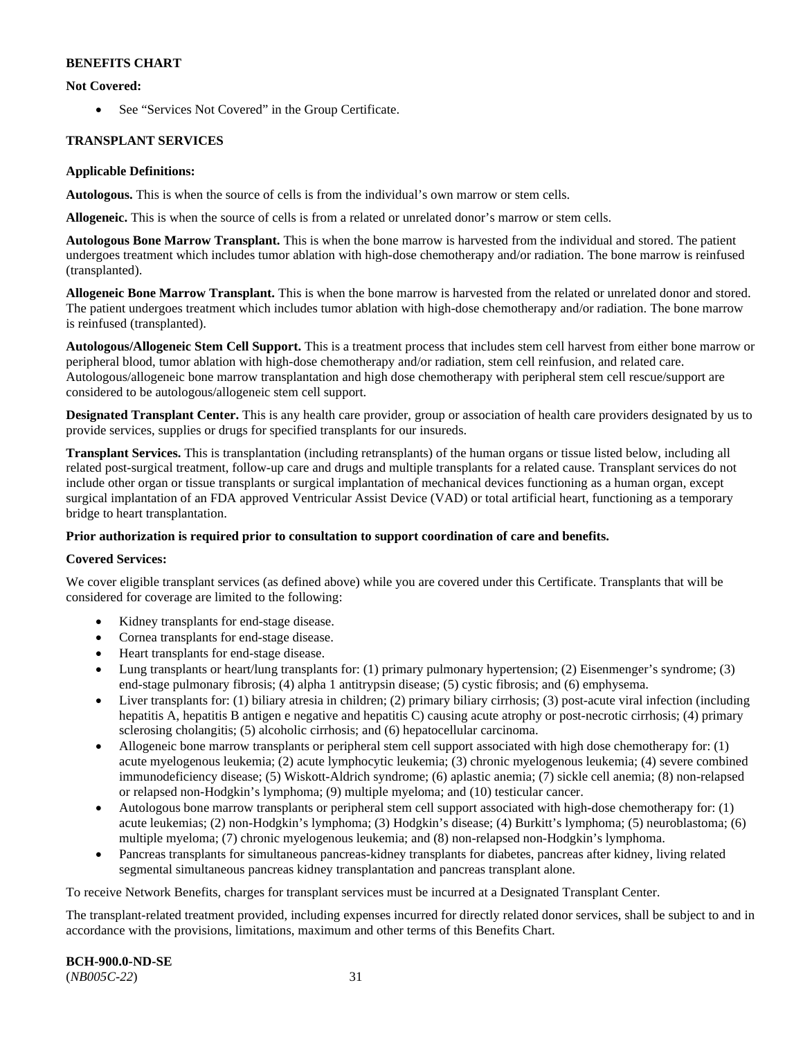**BENEFITS CHART**

**Not Covered:**

- See "Services Not Covered" in the Group Certificate.

**TRANSPLANT SERVICES**

**Applicable Definitions:**

**Autologous.** This is when the source of cells is from the individual's own marrow or stem cells.

**Allogeneic.** This is when the source of cells is from a related or unrelated donor's marrow or stem cells.

**Autologous Bone Marrow Transplant.** This is when the bone marrow is harvested from the individual and stored. The patient undergoes treatment which includes tumor ablation with high-dose chemotherapy and/or radiation. The bone marrow is reinfused (transplanted).

**Allogeneic Bone Marrow Transplant.** This is when the bone marrow is harvested from the related or unrelated donor and stored. The patient undergoes treatment which includes tumor ablation with high-dose chemotherapy and/or radiation. The bone marrow is reinfused (transplanted).

**Autologous/Allogeneic Stem Cell Support.** This is a treatment process that includes stem cell harvest from either bone marrow or peripheral blood, tumor ablation with high-dose chemotherapy and/or radiation, stem cell reinfusion, and related care. Autologous/allogeneic bone marrow transplantation and high dose chemotherapy with peripheral stem cell rescue/support are considered to be autologous/allogeneic stem cell support.

**Designated Transplant Center.** This is any health care provider, group or association of health care providers designated by us to provide services, supplies or drugs for specified transplants for our insureds.

**Transplant Services.** This is transplantation (including retransplants) of the human organs or tissue listed below, including all related post-surgical treatment, follow-up care and drugs and multiple transplants for a related cause. Transplant services do not include other organ or tissue transplants or surgical implantation of mechanical devices functioning as a human organ, except surgical implantation of an FDA approved Ventricular Assist Device (VAD) or total artificial heart, functioning as a temporary bridge to heart transplantation.

**Prior authorization is required prior to consultation to support coordination of care and benefits.**

**Covered Services:**

We cover eligible transplant services (as defined above) while you are covered under this Certificate. Transplants that will be considered for coverage are limited to the following:

- Kidney transplants for end-stage disease.
- Cornea transplants for end-stage disease.
- Heart transplants for end-stage disease.
- Lung transplants or heart/lung transplants for: (1) primary pulmonary hypertension; (2) Eisenmenger's syndrome; (3) end-stage pulmonary fibrosis; (4) alpha 1 antitrypsin disease; (5) cystic fibrosis; and (6) emphysema.
- Liver transplants for: (1) biliary atresia in children; (2) primary biliary cirrhosis; (3) post-acute viral infection (including hepatitis A, hepatitis B antigen e negative and hepatitis C) causing acute atrophy or post-necrotic cirrhosis; (4) primary sclerosing cholangitis; (5) alcoholic cirrhosis; and (6) hepatocellular carcinoma.
- Allogeneic bone marrow transplants or peripheral stem cell support associated with high dose chemotherapy for: (1) acute myelogenous leukemia; (2) acute lymphocytic leukemia; (3) chronic myelogenous leukemia; (4) severe combined immunodeficiency disease; (5) Wiskott-Aldrich syndrome; (6) aplastic anemia; (7) sickle cell anemia; (8) non-relapsed or relapsed non-Hodgkin's lymphoma; (9) multiple myeloma; and (10) testicular cancer.
- Autologous bone marrow transplants or peripheral stem cell support associated with high-dose chemotherapy for: (1) acute leukemias; (2) non-Hodgkin's lymphoma; (3) Hodgkin's disease; (4) Burkitt's lymphoma; (5) neuroblastoma; (6) multiple myeloma; (7) chronic myelogenous leukemia; and (8) non-relapsed non-Hodgkin's lymphoma.
- Pancreas transplants for simultaneous pancreas-kidney transplants for diabetes, pancreas after kidney, living related segmental simultaneous pancreas kidney transplantation and pancreas transplant alone.

To receive Network Benefits, charges for transplant services must be incurred at a Designated Transplant Center.

The transplant-related treatment provided, including expenses incurred for directly related donor services, shall be subject to and in accordance with the provisions, limitations, maximum and other terms of this Benefits Chart.

**BCH-900.0-ND-SE**
(*NB005C-22*)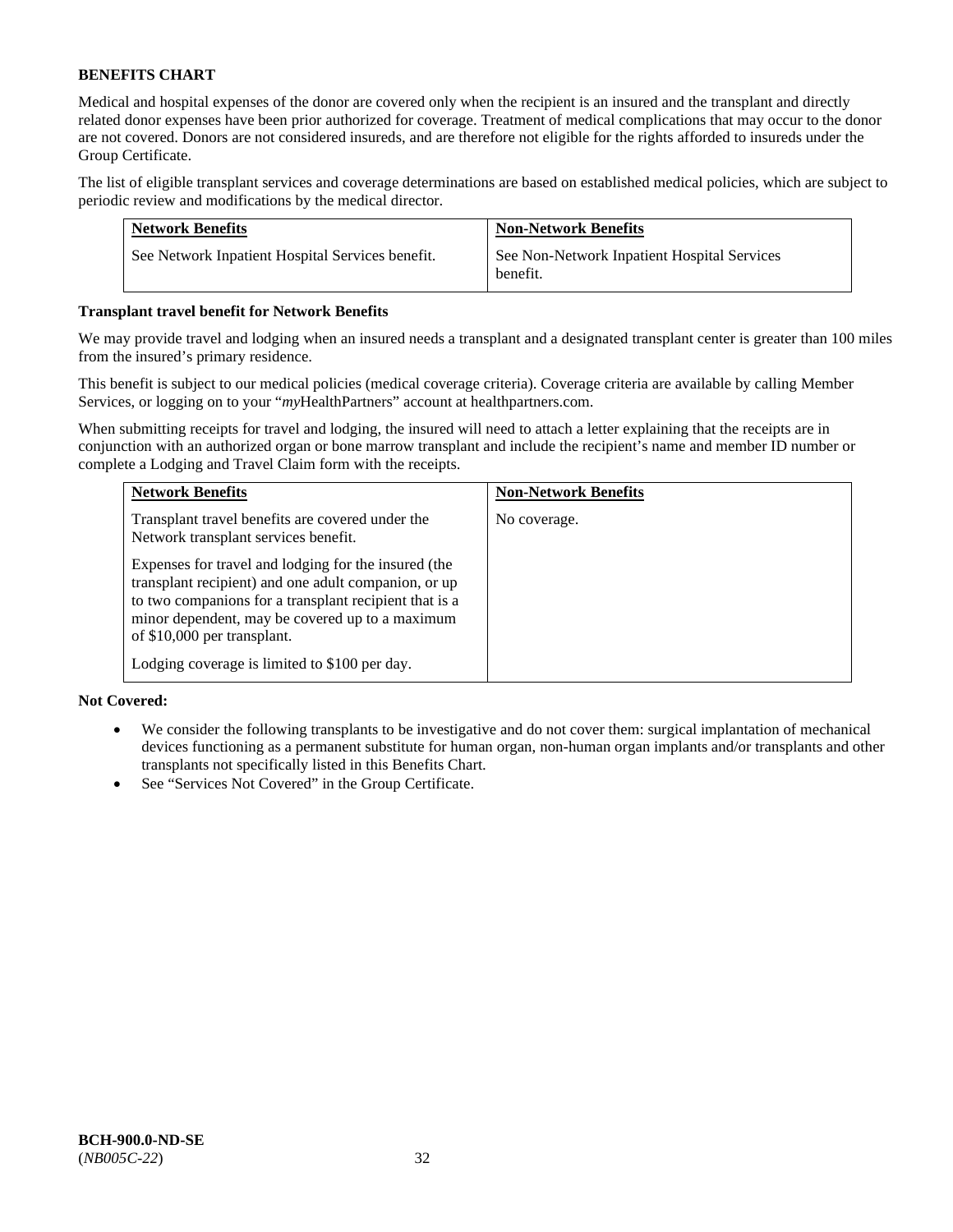**BENEFITS CHART**

Medical and hospital expenses of the donor are covered only when the recipient is an insured and the transplant and directly related donor expenses have been prior authorized for coverage. Treatment of medical complications that may occur to the donor are not covered. Donors are not considered insureds, and are therefore not eligible for the rights afforded to insureds under the Group Certificate.

The list of eligible transplant services and coverage determinations are based on established medical policies, which are subject to periodic review and modifications by the medical director.

| Network Benefits | Non-Network Benefits |
|---|---|
| See Network Inpatient Hospital Services benefit. | See Non-Network Inpatient Hospital Services benefit. |

**Transplant travel benefit for Network Benefits**

We may provide travel and lodging when an insured needs a transplant and a designated transplant center is greater than 100 miles from the insured's primary residence.

This benefit is subject to our medical policies (medical coverage criteria). Coverage criteria are available by calling Member Services, or logging on to your "*my*HealthPartners" account at healthpartners.com.

When submitting receipts for travel and lodging, the insured will need to attach a letter explaining that the receipts are in conjunction with an authorized organ or bone marrow transplant and include the recipient's name and member ID number or complete a Lodging and Travel Claim form with the receipts.

| Network Benefits | Non-Network Benefits |
|---|---|
| Transplant travel benefits are covered under the Network transplant services benefit.<br><br>Expenses for travel and lodging for the insured (the transplant recipient) and one adult companion, or up to two companions for a transplant recipient that is a minor dependent, may be covered up to a maximum of $10,000 per transplant.<br><br>Lodging coverage is limited to $100 per day. | No coverage. |

**Not Covered:**

- We consider the following transplants to be investigative and do not cover them: surgical implantation of mechanical devices functioning as a permanent substitute for human organ, non-human organ implants and/or transplants and other transplants not specifically listed in this Benefits Chart.
- See "Services Not Covered" in the Group Certificate.

**BCH-900.0-ND-SE**
(*NB005C-22*)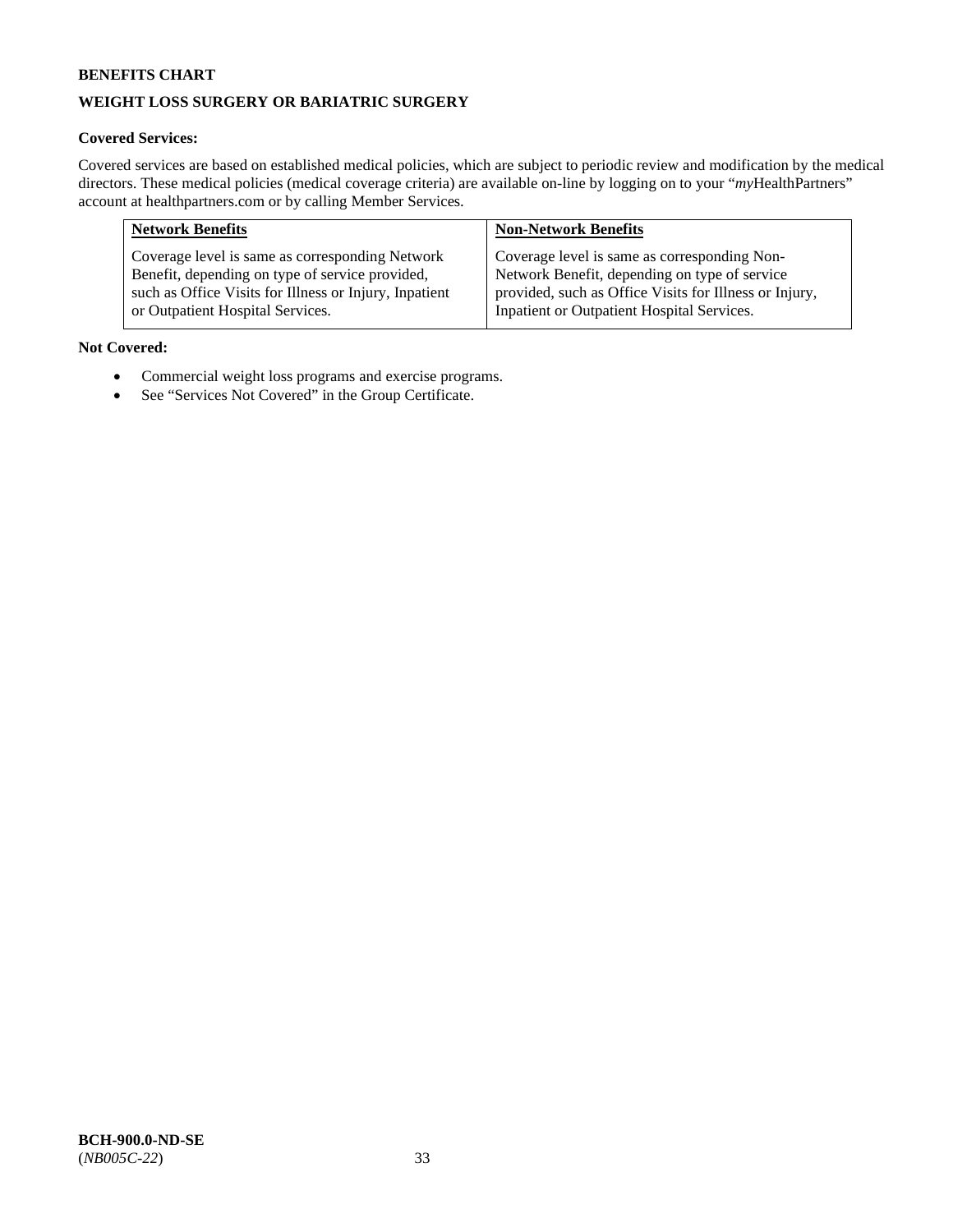**BENEFITS CHART**

**WEIGHT LOSS SURGERY OR BARIATRIC SURGERY**

**Covered Services:**

Covered services are based on established medical policies, which are subject to periodic review and modification by the medical directors. These medical policies (medical coverage criteria) are available on-line by logging on to your "*my*HealthPartners" account at healthpartners.com or by calling Member Services.

| **Network Benefits** | **Non-Network Benefits** |
| --- | --- |
| Coverage level is same as corresponding Network Benefit, depending on type of service provided, such as Office Visits for Illness or Injury, Inpatient or Outpatient Hospital Services. | Coverage level is same as corresponding Non-Network Benefit, depending on type of service provided, such as Office Visits for Illness or Injury, Inpatient or Outpatient Hospital Services. |

**Not Covered:**

- Commercial weight loss programs and exercise programs.
- See "Services Not Covered" in the Group Certificate.

**BCH-900.0-ND-SE**
(*NB005C-22*)